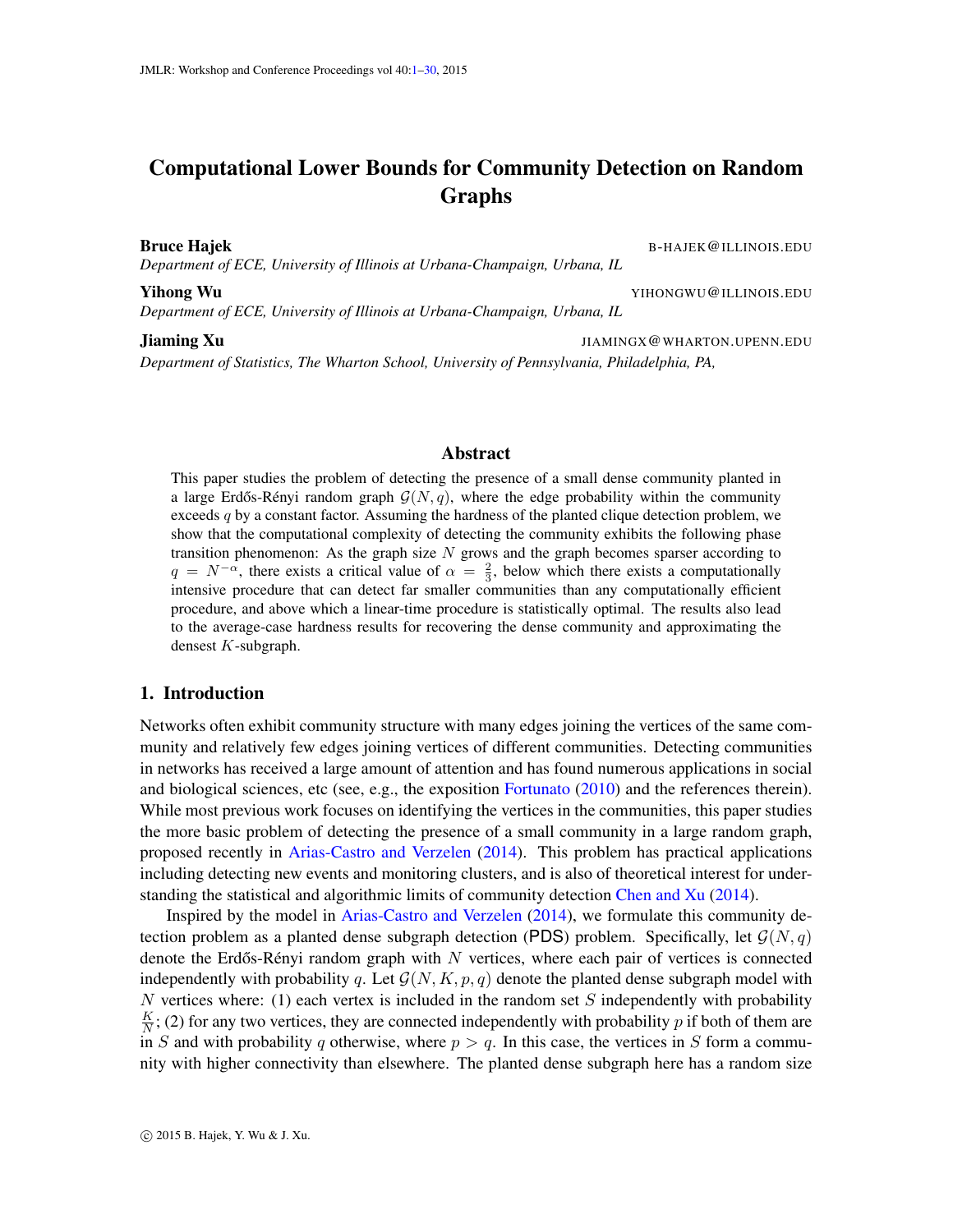# Computational Lower Bounds for Community Detection on Random Graphs

**Bruce Hajek** B-HAJEK@ILLINOIS.EDU
*Department of ECE, University of Illinois at Urbana-Champaign, Urbana, IL*

**Yihong Wu** YIHONGWU@ILLINOIS.EDU
*Department of ECE, University of Illinois at Urbana-Champaign, Urbana, IL*

**Jiaming Xu** JIAMINGX@WHARTON.UPENN.EDU
*Department of Statistics, The Wharton School, University of Pennsylvania, Philadelphia, PA,*

## Abstract

This paper studies the problem of detecting the presence of a small dense community planted in a large Erdős-Rényi random graph $\mathcal{G}(N, q)$, where the edge probability within the community exceeds $q$ by a constant factor. Assuming the hardness of the planted clique detection problem, we show that the computational complexity of detecting the community exhibits the following phase transition phenomenon: As the graph size $N$ grows and the graph becomes sparser according to $q = N^{-\alpha}$, there exists a critical value of $\alpha = \frac{2}{3}$, below which there exists a computationally intensive procedure that can detect far smaller communities than any computationally efficient procedure, and above which a linear-time procedure is statistically optimal. The results also lead to the average-case hardness results for recovering the dense community and approximating the densest $K$-subgraph.

## 1. Introduction

Networks often exhibit community structure with many edges joining the vertices of the same community and relatively few edges joining vertices of different communities. Detecting communities in networks has received a large amount of attention and has found numerous applications in social and biological sciences, etc (see, e.g., the exposition Fortunato (2010) and the references therein). While most previous work focuses on identifying the vertices in the communities, this paper studies the more basic problem of detecting the presence of a small community in a large random graph, proposed recently in Arias-Castro and Verzelen (2014). This problem has practical applications including detecting new events and monitoring clusters, and is also of theoretical interest for understanding the statistical and algorithmic limits of community detection Chen and Xu (2014).

Inspired by the model in Arias-Castro and Verzelen (2014), we formulate this community detection problem as a planted dense subgraph detection (PDS) problem. Specifically, let $\mathcal{G}(N, q)$ denote the Erdős-Rényi random graph with $N$ vertices, where each pair of vertices is connected independently with probability $q$. Let $\mathcal{G}(N, K, p, q)$ denote the planted dense subgraph model with $N$ vertices where: (1) each vertex is included in the random set $S$ independently with probability $\frac{K}{N}$; (2) for any two vertices, they are connected independently with probability $p$ if both of them are in $S$ and with probability $q$ otherwise, where $p > q$. In this case, the vertices in $S$ form a community with higher connectivity than elsewhere. The planted dense subgraph here has a random size

© 2015 B. Hajek, Y. Wu & J. Xu.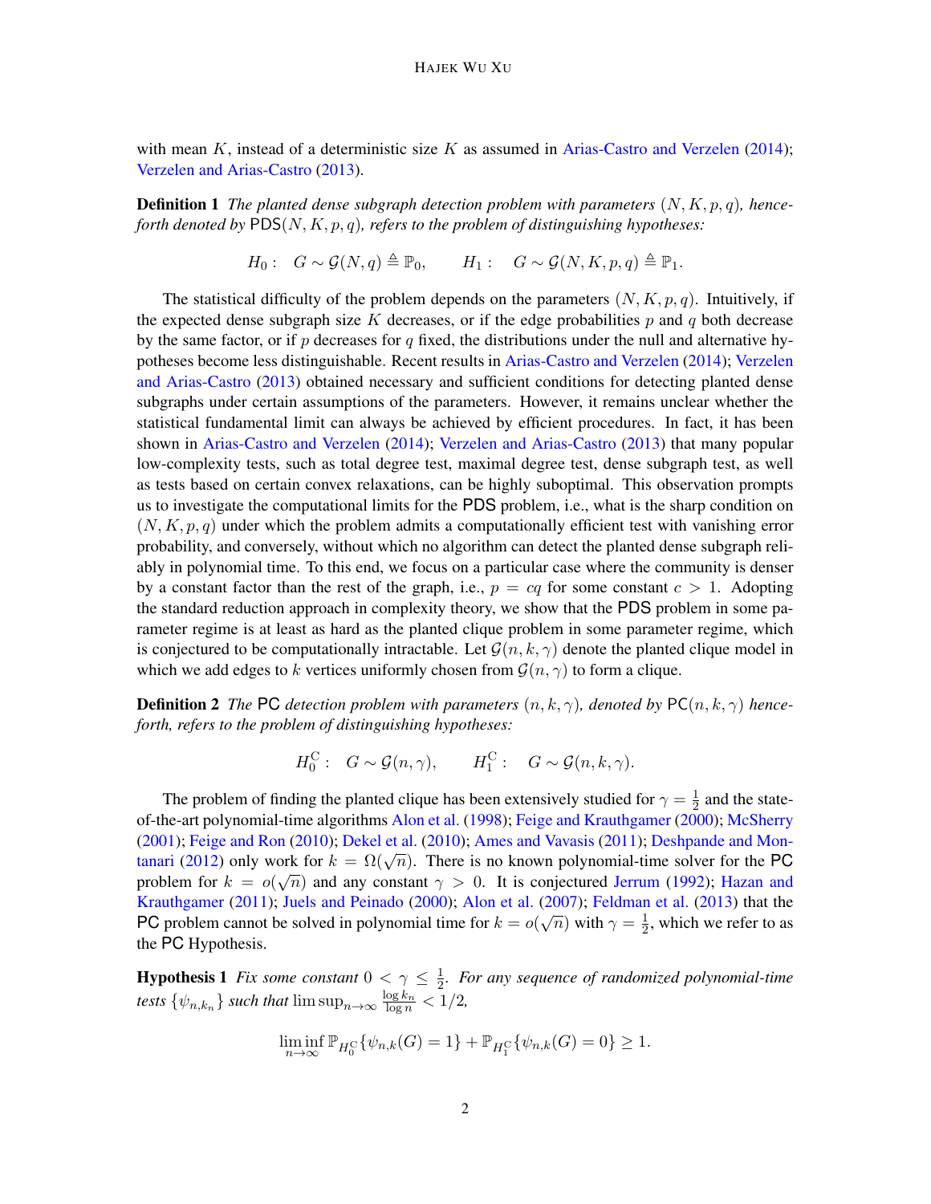with mean $K$, instead of a deterministic size $K$ as assumed in Arias-Castro and Verzelen (2014); Verzelen and Arias-Castro (2013).

**Definition 1** *The planted dense subgraph detection problem with parameters $(N, K, p, q)$, henceforth denoted by $\mathsf{PDS}(N, K, p, q)$, refers to the problem of distinguishing hypotheses:*

$$H_0: \quad G \sim \mathcal{G}(N, q) \triangleq \mathbb{P}_0, \qquad H_1: \quad G \sim \mathcal{G}(N, K, p, q) \triangleq \mathbb{P}_1.$$

The statistical difficulty of the problem depends on the parameters $(N, K, p, q)$. Intuitively, if the expected dense subgraph size $K$ decreases, or if the edge probabilities $p$ and $q$ both decrease by the same factor, or if $p$ decreases for $q$ fixed, the distributions under the null and alternative hypotheses become less distinguishable. Recent results in Arias-Castro and Verzelen (2014); Verzelen and Arias-Castro (2013) obtained necessary and sufficient conditions for detecting planted dense subgraphs under certain assumptions of the parameters. However, it remains unclear whether the statistical fundamental limit can always be achieved by efficient procedures. In fact, it has been shown in Arias-Castro and Verzelen (2014); Verzelen and Arias-Castro (2013) that many popular low-complexity tests, such as total degree test, maximal degree test, dense subgraph test, as well as tests based on certain convex relaxations, can be highly suboptimal. This observation prompts us to investigate the computational limits for the $\mathsf{PDS}$ problem, i.e., what is the sharp condition on $(N, K, p, q)$ under which the problem admits a computationally efficient test with vanishing error probability, and conversely, without which no algorithm can detect the planted dense subgraph reliably in polynomial time. To this end, we focus on a particular case where the community is denser by a constant factor than the rest of the graph, i.e., $p = cq$ for some constant $c > 1$. Adopting the standard reduction approach in complexity theory, we show that the $\mathsf{PDS}$ problem in some parameter regime is at least as hard as the planted clique problem in some parameter regime, which is conjectured to be computationally intractable. Let $\mathcal{G}(n, k, \gamma)$ denote the planted clique model in which we add edges to $k$ vertices uniformly chosen from $\mathcal{G}(n, \gamma)$ to form a clique.

**Definition 2** *The $\mathsf{PC}$ detection problem with parameters $(n, k, \gamma)$, denoted by $\mathsf{PC}(n, k, \gamma)$ henceforth, refers to the problem of distinguishing hypotheses:*

$$H_0^{\rm C}: \quad G \sim \mathcal{G}(n, \gamma), \qquad H_1^{\rm C}: \quad G \sim \mathcal{G}(n, k, \gamma).$$

The problem of finding the planted clique has been extensively studied for $\gamma = \frac{1}{2}$ and the state-of-the-art polynomial-time algorithms Alon et al. (1998); Feige and Krauthgamer (2000); McSherry (2001); Feige and Ron (2010); Dekel et al. (2010); Ames and Vavasis (2011); Deshpande and Montanari (2012) only work for $k = \Omega(\sqrt{n})$. There is no known polynomial-time solver for the $\mathsf{PC}$ problem for $k = o(\sqrt{n})$ and any constant $\gamma > 0$. It is conjectured Jerrum (1992); Hazan and Krauthgamer (2011); Juels and Peinado (2000); Alon et al. (2007); Feldman et al. (2013) that the $\mathsf{PC}$ problem cannot be solved in polynomial time for $k = o(\sqrt{n})$ with $\gamma = \frac{1}{2}$, which we refer to as the $\mathsf{PC}$ Hypothesis.

**Hypothesis 1** *Fix some constant $0 < \gamma \leq \frac{1}{2}$. For any sequence of randomized polynomial-time tests $\{\psi_{n,k_n}\}$ such that $\limsup_{n\to\infty} \frac{\log k_n}{\log n} < 1/2$,*

$$\liminf_{n\to\infty} \mathbb{P}_{H_0^{\rm C}}\{\psi_{n,k}(G) = 1\} + \mathbb{P}_{H_1^{\rm C}}\{\psi_{n,k}(G) = 0\} \geq 1.$$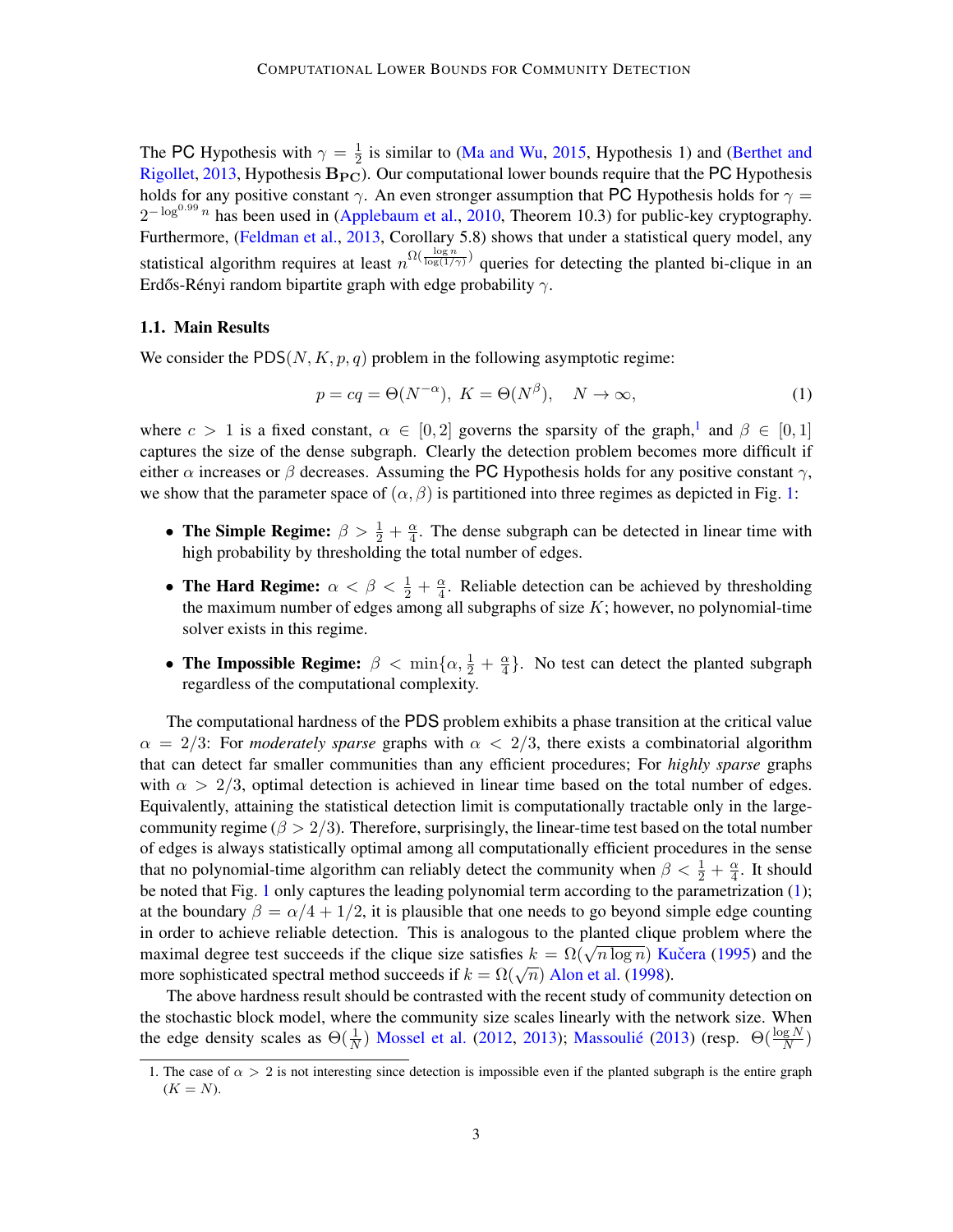The PC Hypothesis with $\gamma = \frac{1}{2}$ is similar to (Ma and Wu, 2015, Hypothesis 1) and (Berthet and Rigollet, 2013, Hypothesis $\mathbf{B_{PC}}$). Our computational lower bounds require that the PC Hypothesis holds for any positive constant $\gamma$. An even stronger assumption that PC Hypothesis holds for $\gamma = 2^{-\log^{0.99} n}$ has been used in (Applebaum et al., 2010, Theorem 10.3) for public-key cryptography. Furthermore, (Feldman et al., 2013, Corollary 5.8) shows that under a statistical query model, any statistical algorithm requires at least $n^{\Omega(\frac{\log n}{\log(1/\gamma)})}$ queries for detecting the planted bi-clique in an Erdős-Rényi random bipartite graph with edge probability $\gamma$.

### 1.1. Main Results

We consider the $\mathsf{PDS}(N, K, p, q)$ problem in the following asymptotic regime:

$$p = cq = \Theta(N^{-\alpha}),\ K = \Theta(N^{\beta}), \quad N \to \infty, \tag{1}$$

where $c > 1$ is a fixed constant, $\alpha \in [0, 2]$ governs the sparsity of the graph,[1] and $\beta \in [0, 1]$ captures the size of the dense subgraph. Clearly the detection problem becomes more difficult if either $\alpha$ increases or $\beta$ decreases. Assuming the PC Hypothesis holds for any positive constant $\gamma$, we show that the parameter space of $(\alpha, \beta)$ is partitioned into three regimes as depicted in Fig. 1:

- **The Simple Regime:** $\beta > \frac{1}{2} + \frac{\alpha}{4}$. The dense subgraph can be detected in linear time with high probability by thresholding the total number of edges.
- **The Hard Regime:** $\alpha < \beta < \frac{1}{2} + \frac{\alpha}{4}$. Reliable detection can be achieved by thresholding the maximum number of edges among all subgraphs of size $K$; however, no polynomial-time solver exists in this regime.
- **The Impossible Regime:** $\beta < \min\{\alpha, \frac{1}{2} + \frac{\alpha}{4}\}$. No test can detect the planted subgraph regardless of the computational complexity.

The computational hardness of the PDS problem exhibits a phase transition at the critical value $\alpha = 2/3$: For *moderately sparse* graphs with $\alpha < 2/3$, there exists a combinatorial algorithm that can detect far smaller communities than any efficient procedures; For *highly sparse* graphs with $\alpha > 2/3$, optimal detection is achieved in linear time based on the total number of edges. Equivalently, attaining the statistical detection limit is computationally tractable only in the large-community regime ($\beta > 2/3$). Therefore, surprisingly, the linear-time test based on the total number of edges is always statistically optimal among all computationally efficient procedures in the sense that no polynomial-time algorithm can reliably detect the community when $\beta < \frac{1}{2} + \frac{\alpha}{4}$. It should be noted that Fig. 1 only captures the leading polynomial term according to the parametrization (1); at the boundary $\beta = \alpha/4 + 1/2$, it is plausible that one needs to go beyond simple edge counting in order to achieve reliable detection. This is analogous to the planted clique problem where the maximal degree test succeeds if the clique size satisfies $k = \Omega(\sqrt{n \log n})$ Kučera (1995) and the more sophisticated spectral method succeeds if $k = \Omega(\sqrt{n})$ Alon et al. (1998).

The above hardness result should be contrasted with the recent study of community detection on the stochastic block model, where the community size scales linearly with the network size. When the edge density scales as $\Theta(\frac{1}{N})$ Mossel et al. (2012, 2013); Massoulié (2013) (resp. $\Theta(\frac{\log N}{N})$

1. The case of $\alpha > 2$ is not interesting since detection is impossible even if the planted subgraph is the entire graph ($K = N$).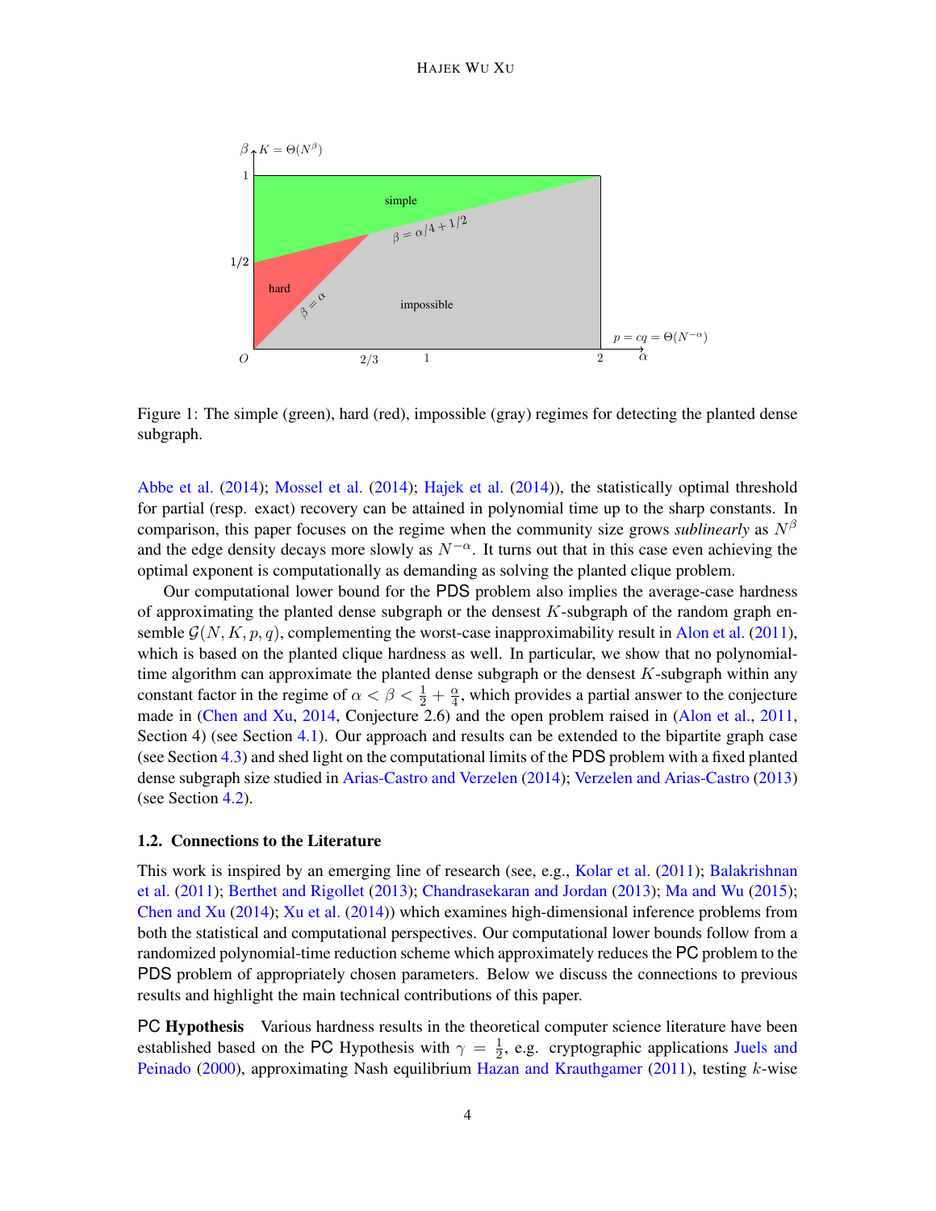Figure 1: The simple (green), hard (red), impossible (gray) regimes for detecting the planted dense subgraph.

Abbe et al. (2014); Mossel et al. (2014); Hajek et al. (2014)), the statistically optimal threshold for partial (resp. exact) recovery can be attained in polynomial time up to the sharp constants. In comparison, this paper focuses on the regime when the community size grows *sublinearly* as $N^{\beta}$ and the edge density decays more slowly as $N^{-\alpha}$. It turns out that in this case even achieving the optimal exponent is computationally as demanding as solving the planted clique problem.

Our computational lower bound for the PDS problem also implies the average-case hardness of approximating the planted dense subgraph or the densest $K$-subgraph of the random graph ensemble $\mathcal{G}(N, K, p, q)$, complementing the worst-case inapproximability result in Alon et al. (2011), which is based on the planted clique hardness as well. In particular, we show that no polynomial-time algorithm can approximate the planted dense subgraph or the densest $K$-subgraph within any constant factor in the regime of $\alpha < \beta < \frac{1}{2} + \frac{\alpha}{4}$, which provides a partial answer to the conjecture made in (Chen and Xu, 2014, Conjecture 2.6) and the open problem raised in (Alon et al., 2011, Section 4) (see Section 4.1). Our approach and results can be extended to the bipartite graph case (see Section 4.3) and shed light on the computational limits of the PDS problem with a fixed planted dense subgraph size studied in Arias-Castro and Verzelen (2014); Verzelen and Arias-Castro (2013) (see Section 4.2).

### 1.2. Connections to the Literature

This work is inspired by an emerging line of research (see, e.g., Kolar et al. (2011); Balakrishnan et al. (2011); Berthet and Rigollet (2013); Chandrasekaran and Jordan (2013); Ma and Wu (2015); Chen and Xu (2014); Xu et al. (2014)) which examines high-dimensional inference problems from both the statistical and computational perspectives. Our computational lower bounds follow from a randomized polynomial-time reduction scheme which approximately reduces the PC problem to the PDS problem of appropriately chosen parameters. Below we discuss the connections to previous results and highlight the main technical contributions of this paper.

**PC Hypothesis** Various hardness results in the theoretical computer science literature have been established based on the PC Hypothesis with $\gamma = \frac{1}{2}$, e.g. cryptographic applications Juels and Peinado (2000), approximating Nash equilibrium Hazan and Krauthgamer (2011), testing $k$-wise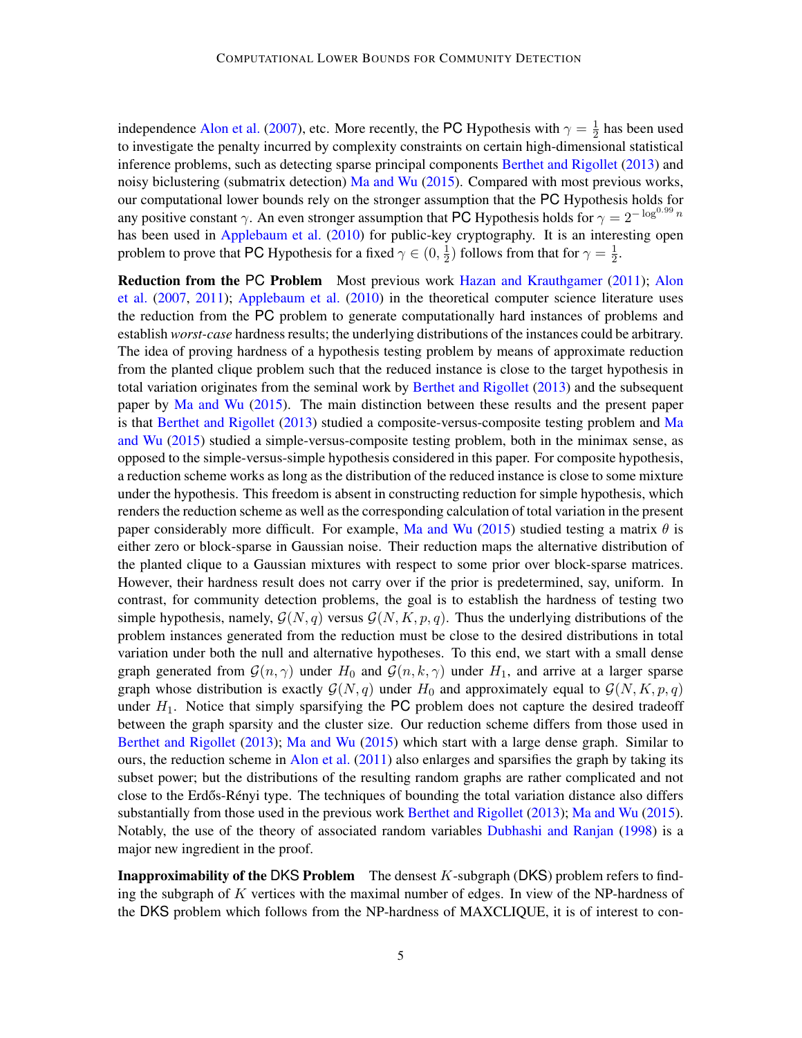independence Alon et al. (2007), etc. More recently, the PC Hypothesis with $\gamma = \frac{1}{2}$ has been used to investigate the penalty incurred by complexity constraints on certain high-dimensional statistical inference problems, such as detecting sparse principal components Berthet and Rigollet (2013) and noisy biclustering (submatrix detection) Ma and Wu (2015). Compared with most previous works, our computational lower bounds rely on the stronger assumption that the PC Hypothesis holds for any positive constant $\gamma$. An even stronger assumption that PC Hypothesis holds for $\gamma = 2^{-\log^{0.99} n}$ has been used in Applebaum et al. (2010) for public-key cryptography. It is an interesting open problem to prove that PC Hypothesis for a fixed $\gamma \in (0, \frac{1}{2})$ follows from that for $\gamma = \frac{1}{2}$.

**Reduction from the PC Problem** Most previous work Hazan and Krauthgamer (2011); Alon et al. (2007, 2011); Applebaum et al. (2010) in the theoretical computer science literature uses the reduction from the PC problem to generate computationally hard instances of problems and establish *worst-case* hardness results; the underlying distributions of the instances could be arbitrary. The idea of proving hardness of a hypothesis testing problem by means of approximate reduction from the planted clique problem such that the reduced instance is close to the target hypothesis in total variation originates from the seminal work by Berthet and Rigollet (2013) and the subsequent paper by Ma and Wu (2015). The main distinction between these results and the present paper is that Berthet and Rigollet (2013) studied a composite-versus-composite testing problem and Ma and Wu (2015) studied a simple-versus-composite testing problem, both in the minimax sense, as opposed to the simple-versus-simple hypothesis considered in this paper. For composite hypothesis, a reduction scheme works as long as the distribution of the reduced instance is close to some mixture under the hypothesis. This freedom is absent in constructing reduction for simple hypothesis, which renders the reduction scheme as well as the corresponding calculation of total variation in the present paper considerably more difficult. For example, Ma and Wu (2015) studied testing a matrix $\theta$ is either zero or block-sparse in Gaussian noise. Their reduction maps the alternative distribution of the planted clique to a Gaussian mixtures with respect to some prior over block-sparse matrices. However, their hardness result does not carry over if the prior is predetermined, say, uniform. In contrast, for community detection problems, the goal is to establish the hardness of testing two simple hypothesis, namely, $\mathcal{G}(N, q)$ versus $\mathcal{G}(N, K, p, q)$. Thus the underlying distributions of the problem instances generated from the reduction must be close to the desired distributions in total variation under both the null and alternative hypotheses. To this end, we start with a small dense graph generated from $\mathcal{G}(n, \gamma)$ under $H_0$ and $\mathcal{G}(n, k, \gamma)$ under $H_1$, and arrive at a larger sparse graph whose distribution is exactly $\mathcal{G}(N, q)$ under $H_0$ and approximately equal to $\mathcal{G}(N, K, p, q)$ under $H_1$. Notice that simply sparsifying the PC problem does not capture the desired tradeoff between the graph sparsity and the cluster size. Our reduction scheme differs from those used in Berthet and Rigollet (2013); Ma and Wu (2015) which start with a large dense graph. Similar to ours, the reduction scheme in Alon et al. (2011) also enlarges and sparsifies the graph by taking its subset power; but the distributions of the resulting random graphs are rather complicated and not close to the Erdős-Rényi type. The techniques of bounding the total variation distance also differs substantially from those used in the previous work Berthet and Rigollet (2013); Ma and Wu (2015). Notably, the use of the theory of associated random variables Dubhashi and Ranjan (1998) is a major new ingredient in the proof.

**Inapproximability of the DKS Problem** The densest $K$-subgraph (DKS) problem refers to finding the subgraph of $K$ vertices with the maximal number of edges. In view of the NP-hardness of the DKS problem which follows from the NP-hardness of MAXCLIQUE, it is of interest to con-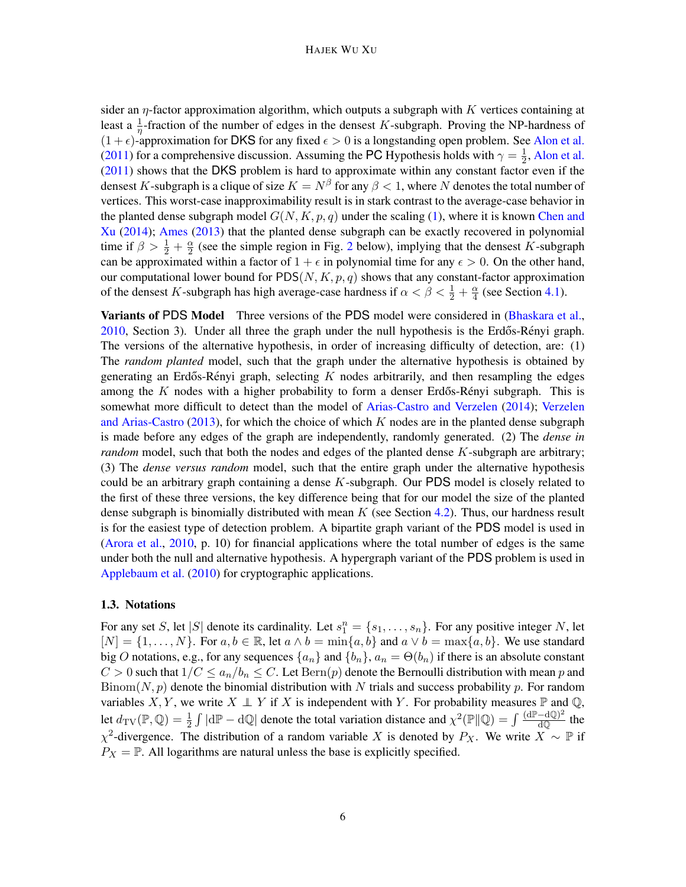sider an $\eta$-factor approximation algorithm, which outputs a subgraph with $K$ vertices containing at least a $\frac{1}{\eta}$-fraction of the number of edges in the densest $K$-subgraph. Proving the NP-hardness of $(1+\epsilon)$-approximation for DKS for any fixed $\epsilon > 0$ is a longstanding open problem. See Alon et al. (2011) for a comprehensive discussion. Assuming the PC Hypothesis holds with $\gamma = \frac{1}{2}$, Alon et al. (2011) shows that the DKS problem is hard to approximate within any constant factor even if the densest $K$-subgraph is a clique of size $K = N^{\beta}$ for any $\beta < 1$, where $N$ denotes the total number of vertices. This worst-case inapproximability result is in stark contrast to the average-case behavior in the planted dense subgraph model $G(N, K, p, q)$ under the scaling (1), where it is known Chen and Xu (2014); Ames (2013) that the planted dense subgraph can be exactly recovered in polynomial time if $\beta > \frac{1}{2} + \frac{\alpha}{2}$ (see the simple region in Fig. 2 below), implying that the densest $K$-subgraph can be approximated within a factor of $1 + \epsilon$ in polynomial time for any $\epsilon > 0$. On the other hand, our computational lower bound for $\mathsf{PDS}(N, K, p, q)$ shows that any constant-factor approximation of the densest $K$-subgraph has high average-case hardness if $\alpha < \beta < \frac{1}{2} + \frac{\alpha}{4}$ (see Section 4.1).

**Variants of PDS Model** Three versions of the PDS model were considered in (Bhaskara et al., 2010, Section 3). Under all three the graph under the null hypothesis is the Erdős-Rényi graph. The versions of the alternative hypothesis, in order of increasing difficulty of detection, are: (1) The *random planted* model, such that the graph under the alternative hypothesis is obtained by generating an Erdős-Rényi graph, selecting $K$ nodes arbitrarily, and then resampling the edges among the $K$ nodes with a higher probability to form a denser Erdős-Rényi subgraph. This is somewhat more difficult to detect than the model of Arias-Castro and Verzelen (2014); Verzelen and Arias-Castro (2013), for which the choice of which $K$ nodes are in the planted dense subgraph is made before any edges of the graph are independently, randomly generated. (2) The *dense in random* model, such that both the nodes and edges of the planted dense $K$-subgraph are arbitrary; (3) The *dense versus random* model, such that the entire graph under the alternative hypothesis could be an arbitrary graph containing a dense $K$-subgraph. Our PDS model is closely related to the first of these three versions, the key difference being that for our model the size of the planted dense subgraph is binomially distributed with mean $K$ (see Section 4.2). Thus, our hardness result is for the easiest type of detection problem. A bipartite graph variant of the PDS model is used in (Arora et al., 2010, p. 10) for financial applications where the total number of edges is the same under both the null and alternative hypothesis. A hypergraph variant of the PDS problem is used in Applebaum et al. (2010) for cryptographic applications.

### 1.3. Notations

For any set $S$, let $|S|$ denote its cardinality. Let $s_1^n = \{s_1, \ldots, s_n\}$. For any positive integer $N$, let $[N] = \{1, \ldots, N\}$. For $a, b \in \mathbb{R}$, let $a \wedge b = \min\{a, b\}$ and $a \vee b = \max\{a, b\}$. We use standard big $O$ notations, e.g., for any sequences $\{a_n\}$ and $\{b_n\}$, $a_n = \Theta(b_n)$ if there is an absolute constant $C > 0$ such that $1/C \le a_n/b_n \le C$. Let $\mathrm{Bern}(p)$ denote the Bernoulli distribution with mean $p$ and $\mathrm{Binom}(N, p)$ denote the binomial distribution with $N$ trials and success probability $p$. For random variables $X, Y$, we write $X \perp\!\!\!\perp Y$ if $X$ is independent with $Y$. For probability measures $\mathbb{P}$ and $\mathbb{Q}$, let $d_{\mathrm{TV}}(\mathbb{P}, \mathbb{Q}) = \frac{1}{2}\int |\mathrm{d}\mathbb{P} - \mathrm{d}\mathbb{Q}|$ denote the total variation distance and $\chi^2(\mathbb{P}\|\mathbb{Q}) = \int \frac{(\mathrm{d}\mathbb{P} - \mathrm{d}\mathbb{Q})^2}{\mathrm{d}\mathbb{Q}}$ the $\chi^2$-divergence. The distribution of a random variable $X$ is denoted by $P_X$. We write $X \sim \mathbb{P}$ if $P_X = \mathbb{P}$. All logarithms are natural unless the base is explicitly specified.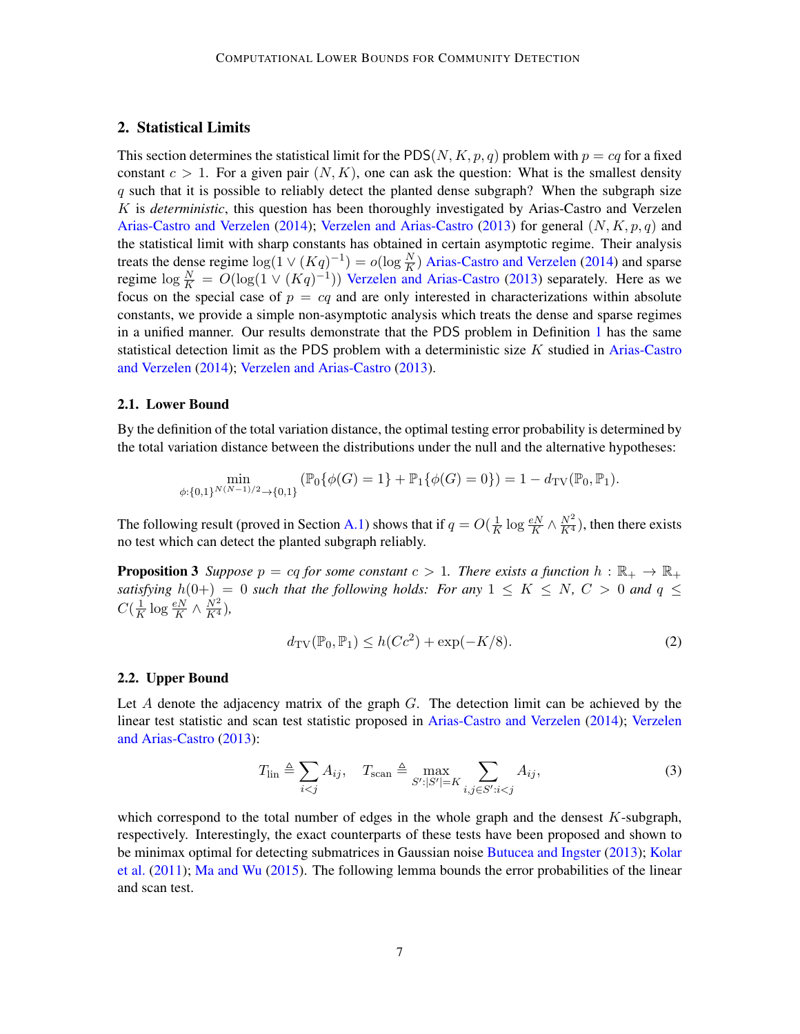## 2. Statistical Limits

This section determines the statistical limit for the $\mathsf{PDS}(N, K, p, q)$ problem with $p = cq$ for a fixed constant $c > 1$. For a given pair $(N, K)$, one can ask the question: What is the smallest density $q$ such that it is possible to reliably detect the planted dense subgraph? When the subgraph size $K$ is *deterministic*, this question has been thoroughly investigated by Arias-Castro and Verzelen Arias-Castro and Verzelen (2014); Verzelen and Arias-Castro (2013) for general $(N, K, p, q)$ and the statistical limit with sharp constants has obtained in certain asymptotic regime. Their analysis treats the dense regime $\log(1 \vee (Kq)^{-1}) = o(\log \frac{N}{K})$ Arias-Castro and Verzelen (2014) and sparse regime $\log \frac{N}{K} = O(\log(1 \vee (Kq)^{-1}))$ Verzelen and Arias-Castro (2013) separately. Here as we focus on the special case of $p = cq$ and are only interested in characterizations within absolute constants, we provide a simple non-asymptotic analysis which treats the dense and sparse regimes in a unified manner. Our results demonstrate that the PDS problem in Definition 1 has the same statistical detection limit as the PDS problem with a deterministic size $K$ studied in Arias-Castro and Verzelen (2014); Verzelen and Arias-Castro (2013).

### 2.1. Lower Bound

By the definition of the total variation distance, the optimal testing error probability is determined by the total variation distance between the distributions under the null and the alternative hypotheses:

$$\min_{\phi:\{0,1\}^{N(N-1)/2} \to \{0,1\}} (\mathbb{P}_0\{\phi(G) = 1\} + \mathbb{P}_1\{\phi(G) = 0\}) = 1 - d_{\mathrm{TV}}(\mathbb{P}_0, \mathbb{P}_1).$$

The following result (proved in Section A.1) shows that if $q = O(\frac{1}{K} \log \frac{eN}{K} \wedge \frac{N^2}{K^4})$, then there exists no test which can detect the planted subgraph reliably.

**Proposition 3** *Suppose $p = cq$ for some constant $c > 1$. There exists a function $h : \mathbb{R}_+ \to \mathbb{R}_+$ satisfying $h(0+) = 0$ such that the following holds: For any $1 \le K \le N$, $C > 0$ and $q \le C(\frac{1}{K} \log \frac{eN}{K} \wedge \frac{N^2}{K^4})$,*

$$d_{\mathrm{TV}}(\mathbb{P}_0, \mathbb{P}_1) \le h(Cc^2) + \exp(-K/8). \tag{2}$$

### 2.2. Upper Bound

Let $A$ denote the adjacency matrix of the graph $G$. The detection limit can be achieved by the linear test statistic and scan test statistic proposed in Arias-Castro and Verzelen (2014); Verzelen and Arias-Castro (2013):

$$T_{\text{lin}} \triangleq \sum_{i<j} A_{ij}, \quad T_{\text{scan}} \triangleq \max_{S':|S'|=K} \sum_{i,j \in S': i<j} A_{ij}, \tag{3}$$

which correspond to the total number of edges in the whole graph and the densest $K$-subgraph, respectively. Interestingly, the exact counterparts of these tests have been proposed and shown to be minimax optimal for detecting submatrices in Gaussian noise Butucea and Ingster (2013); Kolar et al. (2011); Ma and Wu (2015). The following lemma bounds the error probabilities of the linear and scan test.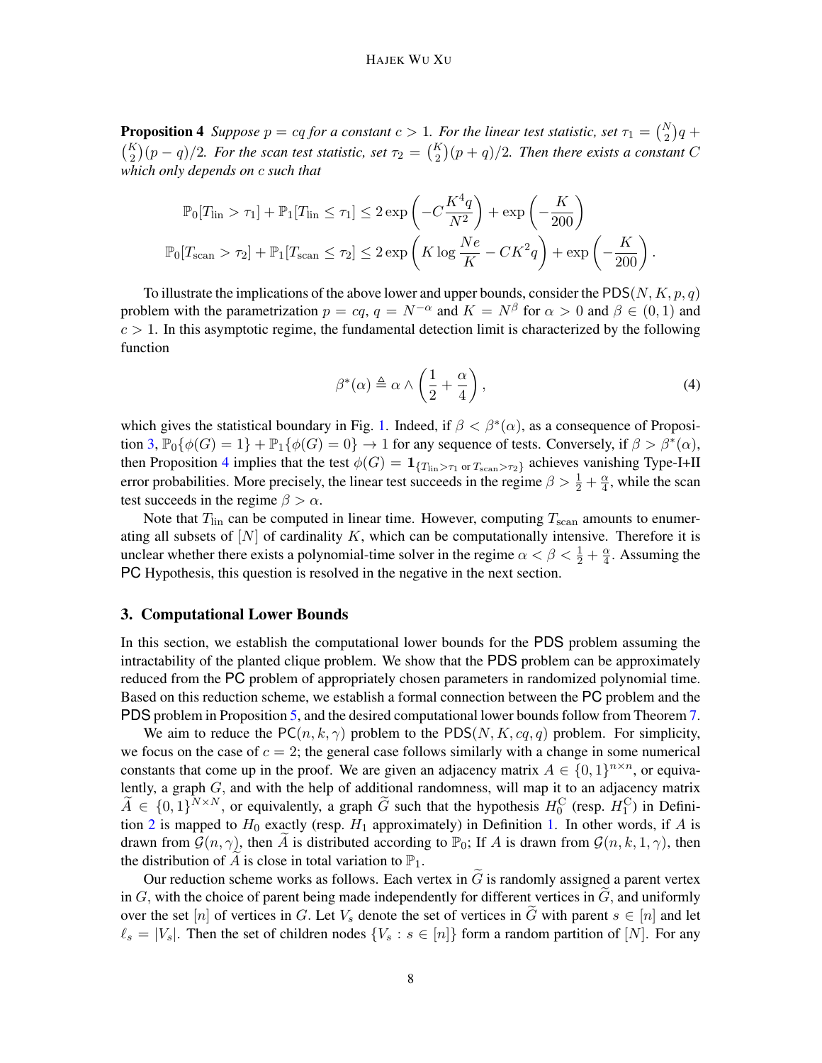**Proposition 4** *Suppose $p = cq$ for a constant $c > 1$. For the linear test statistic, set $\tau_1 = \binom{N}{2}q + \binom{K}{2}(p-q)/2$. For the scan test statistic, set $\tau_2 = \binom{K}{2}(p+q)/2$. Then there exists a constant $C$ which only depends on $c$ such that*

$$\mathbb{P}_0[T_{\text{lin}} > \tau_1] + \mathbb{P}_1[T_{\text{lin}} \le \tau_1] \le 2\exp\left(-C\frac{K^4 q}{N^2}\right) + \exp\left(-\frac{K}{200}\right)$$

$$\mathbb{P}_0[T_{\text{scan}} > \tau_2] + \mathbb{P}_1[T_{\text{scan}} \le \tau_2] \le 2\exp\left(K\log\frac{Ne}{K} - CK^2 q\right) + \exp\left(-\frac{K}{200}\right).$$

To illustrate the implications of the above lower and upper bounds, consider the $\mathsf{PDS}(N, K, p, q)$ problem with the parametrization $p = cq$, $q = N^{-\alpha}$ and $K = N^{\beta}$ for $\alpha > 0$ and $\beta \in (0, 1)$ and $c > 1$. In this asymptotic regime, the fundamental detection limit is characterized by the following function

$$\beta^*(\alpha) \triangleq \alpha \wedge \left(\frac{1}{2} + \frac{\alpha}{4}\right), \tag{4}$$

which gives the statistical boundary in Fig. 1. Indeed, if $\beta < \beta^*(\alpha)$, as a consequence of Proposition 3, $\mathbb{P}_0\{\phi(G) = 1\} + \mathbb{P}_1\{\phi(G) = 0\} \to 1$ for any sequence of tests. Conversely, if $\beta > \beta^*(\alpha)$, then Proposition 4 implies that the test $\phi(G) = \mathbf{1}_{\{T_{\text{lin}} > \tau_1 \text{ or } T_{\text{scan}} > \tau_2\}}$ achieves vanishing Type-I+II error probabilities. More precisely, the linear test succeeds in the regime $\beta > \frac{1}{2} + \frac{\alpha}{4}$, while the scan test succeeds in the regime $\beta > \alpha$.

Note that $T_{\text{lin}}$ can be computed in linear time. However, computing $T_{\text{scan}}$ amounts to enumerating all subsets of $[N]$ of cardinality $K$, which can be computationally intensive. Therefore it is unclear whether there exists a polynomial-time solver in the regime $\alpha < \beta < \frac{1}{2} + \frac{\alpha}{4}$. Assuming the $\mathsf{PC}$ Hypothesis, this question is resolved in the negative in the next section.

## 3. Computational Lower Bounds

In this section, we establish the computational lower bounds for the $\mathsf{PDS}$ problem assuming the intractability of the planted clique problem. We show that the $\mathsf{PDS}$ problem can be approximately reduced from the $\mathsf{PC}$ problem of appropriately chosen parameters in randomized polynomial time. Based on this reduction scheme, we establish a formal connection between the $\mathsf{PC}$ problem and the $\mathsf{PDS}$ problem in Proposition 5, and the desired computational lower bounds follow from Theorem 7.

We aim to reduce the $\mathsf{PC}(n, k, \gamma)$ problem to the $\mathsf{PDS}(N, K, cq, q)$ problem. For simplicity, we focus on the case of $c = 2$; the general case follows similarly with a change in some numerical constants that come up in the proof. We are given an adjacency matrix $A \in \{0, 1\}^{n \times n}$, or equivalently, a graph $G$, and with the help of additional randomness, will map it to an adjacency matrix $\widetilde{A} \in \{0, 1\}^{N \times N}$, or equivalently, a graph $\widetilde{G}$ such that the hypothesis $H_0^{\mathrm{C}}$ (resp. $H_1^{\mathrm{C}}$) in Definition 2 is mapped to $H_0$ exactly (resp. $H_1$ approximately) in Definition 1. In other words, if $A$ is drawn from $\mathcal{G}(n, \gamma)$, then $\widetilde{A}$ is distributed according to $\mathbb{P}_0$; If $A$ is drawn from $\mathcal{G}(n, k, 1, \gamma)$, then the distribution of $\widetilde{A}$ is close in total variation to $\mathbb{P}_1$.

Our reduction scheme works as follows. Each vertex in $\widetilde{G}$ is randomly assigned a parent vertex in $G$, with the choice of parent being made independently for different vertices in $\widetilde{G}$, and uniformly over the set $[n]$ of vertices in $G$. Let $V_s$ denote the set of vertices in $\widetilde{G}$ with parent $s \in [n]$ and let $\ell_s = |V_s|$. Then the set of children nodes $\{V_s : s \in [n]\}$ form a random partition of $[N]$. For any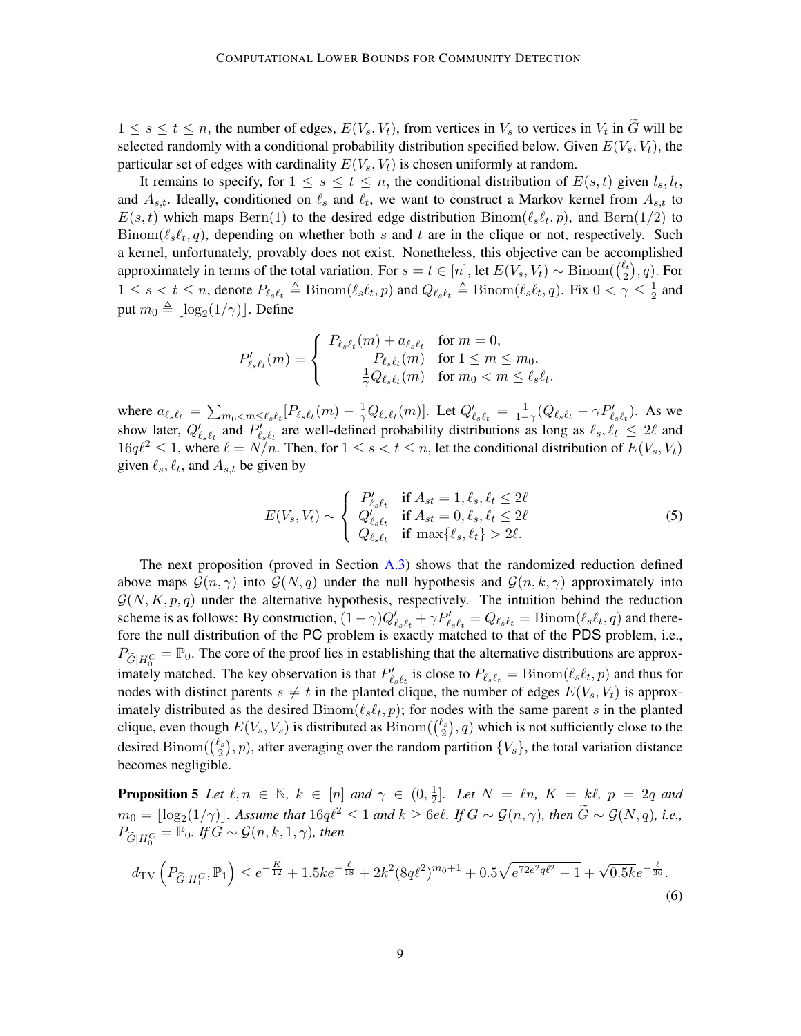$1 \leq s \leq t \leq n$, the number of edges, $E(V_s, V_t)$, from vertices in $V_s$ to vertices in $V_t$ in $\widetilde{G}$ will be selected randomly with a conditional probability distribution specified below. Given $E(V_s, V_t)$, the particular set of edges with cardinality $E(V_s, V_t)$ is chosen uniformly at random.

It remains to specify, for $1 \leq s \leq t \leq n$, the conditional distribution of $E(s,t)$ given $l_s, l_t$, and $A_{s,t}$. Ideally, conditioned on $\ell_s$ and $\ell_t$, we want to construct a Markov kernel from $A_{s,t}$ to $E(s,t)$ which maps $\mathrm{Bern}(1)$ to the desired edge distribution $\mathrm{Binom}(\ell_s\ell_t, p)$, and $\mathrm{Bern}(1/2)$ to $\mathrm{Binom}(\ell_s\ell_t, q)$, depending on whether both $s$ and $t$ are in the clique or not, respectively. Such a kernel, unfortunately, provably does not exist. Nonetheless, this objective can be accomplished approximately in terms of the total variation. For $s = t \in [n]$, let $E(V_s, V_t) \sim \mathrm{Binom}(\binom{\ell_t}{2}, q)$. For $1 \leq s < t \leq n$, denote $P_{\ell_s\ell_t} \triangleq \mathrm{Binom}(\ell_s\ell_t, p)$ and $Q_{\ell_s\ell_t} \triangleq \mathrm{Binom}(\ell_s\ell_t, q)$. Fix $0 < \gamma \leq \frac{1}{2}$ and put $m_0 \triangleq \lfloor \log_2(1/\gamma) \rfloor$. Define

$$
P'_{\ell_s\ell_t}(m) = \begin{cases} P_{\ell_s\ell_t}(m) + a_{\ell_s\ell_t} & \text{for } m = 0, \\ P_{\ell_s\ell_t}(m) & \text{for } 1 \leq m \leq m_0, \\ \frac{1}{\gamma} Q_{\ell_s\ell_t}(m) & \text{for } m_0 < m \leq \ell_s\ell_t. \end{cases}
$$

where $a_{\ell_s\ell_t} = \sum_{m_0 < m \leq \ell_s\ell_t} [P_{\ell_s\ell_t}(m) - \frac{1}{\gamma} Q_{\ell_s\ell_t}(m)]$. Let $Q'_{\ell_s\ell_t} = \frac{1}{1-\gamma}(Q_{\ell_s\ell_t} - \gamma P'_{\ell_s\ell_t})$. As we show later, $Q'_{\ell_s\ell_t}$ and $P'_{\ell_s\ell_t}$ are well-defined probability distributions as long as $\ell_s, \ell_t \leq 2\ell$ and $16q\ell^2 \leq 1$, where $\ell = N/n$. Then, for $1 \leq s < t \leq n$, let the conditional distribution of $E(V_s, V_t)$ given $\ell_s$, $\ell_t$, and $A_{s,t}$ be given by

$$
E(V_s, V_t) \sim \begin{cases} P'_{\ell_s\ell_t} & \text{if } A_{st} = 1, \ell_s, \ell_t \leq 2\ell \\ Q'_{\ell_s\ell_t} & \text{if } A_{st} = 0, \ell_s, \ell_t \leq 2\ell \\ Q_{\ell_s\ell_t} & \text{if } \max\{\ell_s, \ell_t\} > 2\ell. \end{cases} \tag{5}
$$

The next proposition (proved in Section A.3) shows that the randomized reduction defined above maps $\mathcal{G}(n, \gamma)$ into $\mathcal{G}(N, q)$ under the null hypothesis and $\mathcal{G}(n, k, \gamma)$ approximately into $\mathcal{G}(N, K, p, q)$ under the alternative hypothesis, respectively. The intuition behind the reduction scheme is as follows: By construction, $(1-\gamma)Q'_{\ell_s\ell_t} + \gamma P'_{\ell_s\ell_t} = Q_{\ell_s\ell_t} = \mathrm{Binom}(\ell_s\ell_t, q)$ and therefore the null distribution of the PC problem is exactly matched to that of the PDS problem, i.e., $P_{\widetilde{G}|H_0^C} = \mathbb{P}_0$. The core of the proof lies in establishing that the alternative distributions are approximately matched. The key observation is that $P'_{\ell_s\ell_t}$ is close to $P_{\ell_s\ell_t} = \mathrm{Binom}(\ell_s\ell_t, p)$ and thus for nodes with distinct parents $s \neq t$ in the planted clique, the number of edges $E(V_s, V_t)$ is approximately distributed as the desired $\mathrm{Binom}(\ell_s\ell_t, p)$; for nodes with the same parent $s$ in the planted clique, even though $E(V_s, V_s)$ is distributed as $\mathrm{Binom}(\binom{\ell_s}{2}, q)$ which is not sufficiently close to the desired $\mathrm{Binom}(\binom{\ell_s}{2}, p)$, after averaging over the random partition $\{V_s\}$, the total variation distance becomes negligible.

**Proposition 5** *Let $\ell, n \in \mathbb{N}$, $k \in [n]$ and $\gamma \in (0, \frac{1}{2}]$. Let $N = \ell n$, $K = k\ell$, $p = 2q$ and $m_0 = \lfloor \log_2(1/\gamma) \rfloor$. Assume that $16q\ell^2 \leq 1$ and $k \geq 6e\ell$. If $G \sim \mathcal{G}(n, \gamma)$, then $\widetilde{G} \sim \mathcal{G}(N, q)$, i.e., $P_{\widetilde{G}|H_0^C} = \mathbb{P}_0$. If $G \sim \mathcal{G}(n, k, 1, \gamma)$, then*

$$
d_{\mathrm{TV}}\left(P_{\widetilde{G}|H_1^C}, \mathbb{P}_1\right) \leq e^{-\frac{K}{12}} + 1.5ke^{-\frac{\ell}{18}} + 2k^2(8q\ell^2)^{m_0+1} + 0.5\sqrt{e^{72e^2q\ell^2} - 1} + \sqrt{0.5k}e^{-\frac{\ell}{36}}. \tag{6}
$$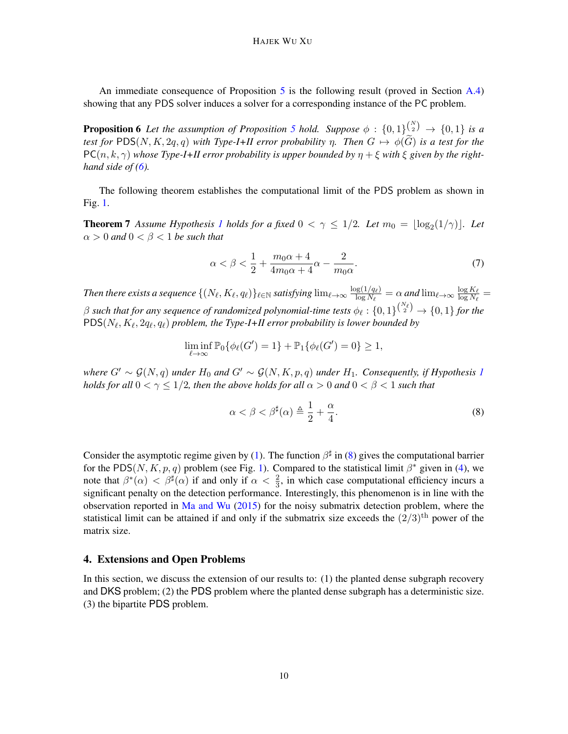An immediate consequence of Proposition 5 is the following result (proved in Section A.4) showing that any PDS solver induces a solver for a corresponding instance of the PC problem.

**Proposition 6** *Let the assumption of Proposition 5 hold. Suppose $\phi : \{0,1\}^{\binom{N}{2}} \to \{0,1\}$ is a test for $\mathsf{PDS}(N, K, 2q, q)$ with Type-I+II error probability $\eta$. Then $G \mapsto \phi(\widetilde{G})$ is a test for the $\mathsf{PC}(n, k, \gamma)$ whose Type-I+II error probability is upper bounded by $\eta + \xi$ with $\xi$ given by the right-hand side of (6).*

The following theorem establishes the computational limit of the PDS problem as shown in Fig. 1.

**Theorem 7** *Assume Hypothesis 1 holds for a fixed $0 < \gamma \leq 1/2$. Let $m_0 = \lfloor \log_2(1/\gamma) \rfloor$. Let $\alpha > 0$ and $0 < \beta < 1$ be such that*

$$\alpha < \beta < \frac{1}{2} + \frac{m_0 \alpha + 4}{4 m_0 \alpha + 4} \alpha - \frac{2}{m_0 \alpha}. \tag{7}$$

*Then there exists a sequence $\{(N_\ell, K_\ell, q_\ell)\}_{\ell \in \mathbb{N}}$ satisfying $\lim_{\ell \to \infty} \frac{\log(1/q_\ell)}{\log N_\ell} = \alpha$ and $\lim_{\ell \to \infty} \frac{\log K_\ell}{\log N_\ell} = \beta$ such that for any sequence of randomized polynomial-time tests $\phi_\ell : \{0,1\}^{\binom{N_\ell}{2}} \to \{0,1\}$ for the $\mathsf{PDS}(N_\ell, K_\ell, 2q_\ell, q_\ell)$ problem, the Type-I+II error probability is lower bounded by*

$$\liminf_{\ell \to \infty} \mathbb{P}_0\{\phi_\ell(G') = 1\} + \mathbb{P}_1\{\phi_\ell(G') = 0\} \geq 1,$$

*where $G' \sim \mathcal{G}(N, q)$ under $H_0$ and $G' \sim \mathcal{G}(N, K, p, q)$ under $H_1$. Consequently, if Hypothesis 1 holds for all $0 < \gamma \leq 1/2$, then the above holds for all $\alpha > 0$ and $0 < \beta < 1$ such that*

$$\alpha < \beta < \beta^\sharp(\alpha) \triangleq \frac{1}{2} + \frac{\alpha}{4}. \tag{8}$$

Consider the asymptotic regime given by (1). The function $\beta^\sharp$ in (8) gives the computational barrier for the $\mathsf{PDS}(N, K, p, q)$ problem (see Fig. 1). Compared to the statistical limit $\beta^*$ given in (4), we note that $\beta^*(\alpha) < \beta^\sharp(\alpha)$ if and only if $\alpha < \frac{2}{3}$, in which case computational efficiency incurs a significant penalty on the detection performance. Interestingly, this phenomenon is in line with the observation reported in Ma and Wu (2015) for the noisy submatrix detection problem, where the statistical limit can be attained if and only if the submatrix size exceeds the $(2/3)^{\text{th}}$ power of the matrix size.

## 4. Extensions and Open Problems

In this section, we discuss the extension of our results to: (1) the planted dense subgraph recovery and DKS problem; (2) the PDS problem where the planted dense subgraph has a deterministic size. (3) the bipartite PDS problem.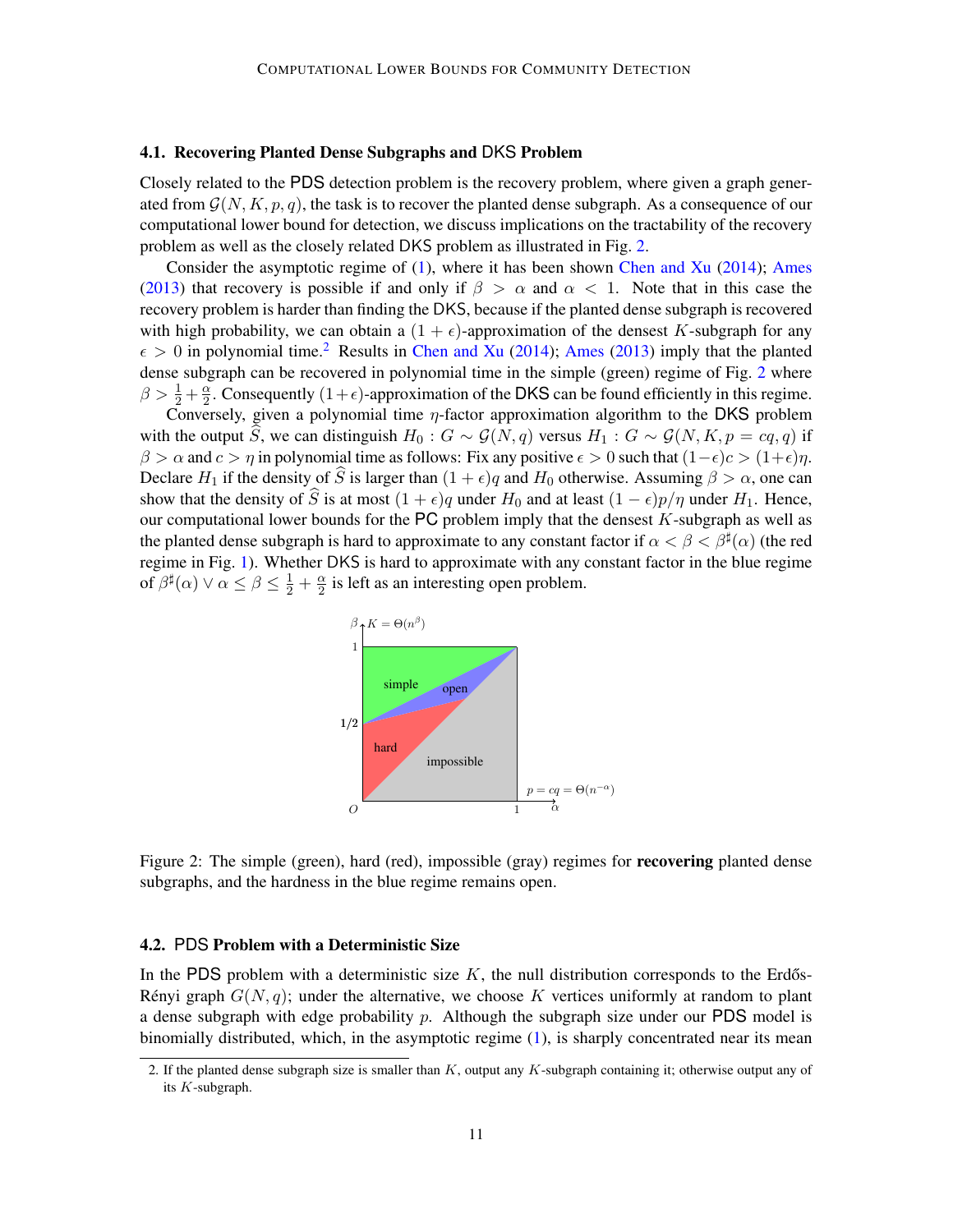### 4.1. Recovering Planted Dense Subgraphs and DKS Problem

Closely related to the PDS detection problem is the recovery problem, where given a graph generated from $\mathcal{G}(N, K, p, q)$, the task is to recover the planted dense subgraph. As a consequence of our computational lower bound for detection, we discuss implications on the tractability of the recovery problem as well as the closely related DKS problem as illustrated in Fig. 2.

Consider the asymptotic regime of (1), where it has been shown Chen and Xu (2014); Ames (2013) that recovery is possible if and only if $\beta > \alpha$ and $\alpha < 1$. Note that in this case the recovery problem is harder than finding the DKS, because if the planted dense subgraph is recovered with high probability, we can obtain a $(1 + \epsilon)$-approximation of the densest $K$-subgraph for any $\epsilon > 0$ in polynomial time.[2] Results in Chen and Xu (2014); Ames (2013) imply that the planted dense subgraph can be recovered in polynomial time in the simple (green) regime of Fig. 2 where $\beta > \frac{1}{2} + \frac{\alpha}{2}$. Consequently $(1+\epsilon)$-approximation of the DKS can be found efficiently in this regime.

Conversely, given a polynomial time $\eta$-factor approximation algorithm to the DKS problem with the output $\widehat{S}$, we can distinguish $H_0 : G \sim \mathcal{G}(N, q)$ versus $H_1 : G \sim \mathcal{G}(N, K, p = cq, q)$ if $\beta > \alpha$ and $c > \eta$ in polynomial time as follows: Fix any positive $\epsilon > 0$ such that $(1-\epsilon)c > (1+\epsilon)\eta$. Declare $H_1$ if the density of $\widehat{S}$ is larger than $(1 + \epsilon)q$ and $H_0$ otherwise. Assuming $\beta > \alpha$, one can show that the density of $\widehat{S}$ is at most $(1 + \epsilon)q$ under $H_0$ and at least $(1 - \epsilon)p/\eta$ under $H_1$. Hence, our computational lower bounds for the PC problem imply that the densest $K$-subgraph as well as the planted dense subgraph is hard to approximate to any constant factor if $\alpha < \beta < \beta^\sharp(\alpha)$ (the red regime in Fig. 1). Whether DKS is hard to approximate with any constant factor in the blue regime of $\beta^\sharp(\alpha) \vee \alpha \le \beta \le \frac{1}{2} + \frac{\alpha}{2}$ is left as an interesting open problem.

Figure 2: The simple (green), hard (red), impossible (gray) regimes for **recovering** planted dense subgraphs, and the hardness in the blue regime remains open.

### 4.2. PDS Problem with a Deterministic Size

In the PDS problem with a deterministic size $K$, the null distribution corresponds to the Erdős-Rényi graph $G(N, q)$; under the alternative, we choose $K$ vertices uniformly at random to plant a dense subgraph with edge probability $p$. Although the subgraph size under our PDS model is binomially distributed, which, in the asymptotic regime (1), is sharply concentrated near its mean

2. If the planted dense subgraph size is smaller than $K$, output any $K$-subgraph containing it; otherwise output any of its $K$-subgraph.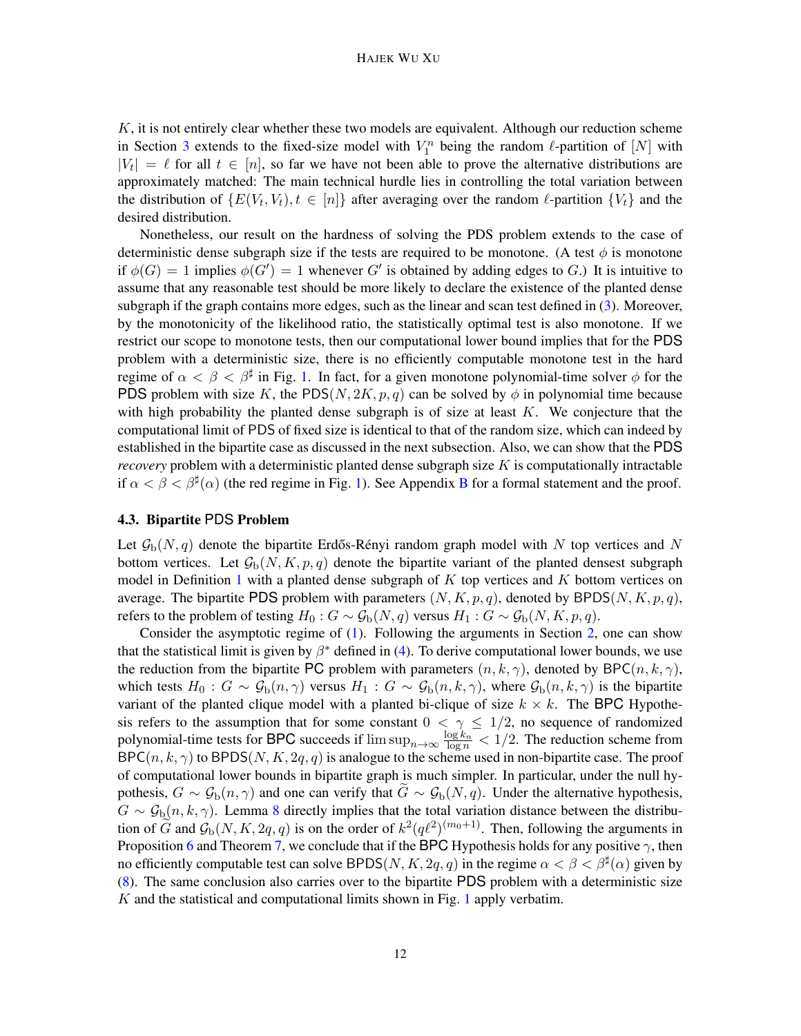$K$, it is not entirely clear whether these two models are equivalent. Although our reduction scheme in Section 3 extends to the fixed-size model with $V_1^n$ being the random $\ell$-partition of $[N]$ with $|V_t| = \ell$ for all $t \in [n]$, so far we have not been able to prove the alternative distributions are approximately matched: The main technical hurdle lies in controlling the total variation between the distribution of $\{E(V_t, V_t), t \in [n]\}$ after averaging over the random $\ell$-partition $\{V_t\}$ and the desired distribution.

Nonetheless, our result on the hardness of solving the PDS problem extends to the case of deterministic dense subgraph size if the tests are required to be monotone. (A test $\phi$ is monotone if $\phi(G) = 1$ implies $\phi(G') = 1$ whenever $G'$ is obtained by adding edges to $G$.) It is intuitive to assume that any reasonable test should be more likely to declare the existence of the planted dense subgraph if the graph contains more edges, such as the linear and scan test defined in (3). Moreover, by the monotonicity of the likelihood ratio, the statistically optimal test is also monotone. If we restrict our scope to monotone tests, then our computational lower bound implies that for the PDS problem with a deterministic size, there is no efficiently computable monotone test in the hard regime of $\alpha < \beta < \beta^\sharp$ in Fig. 1. In fact, for a given monotone polynomial-time solver $\phi$ for the PDS problem with size $K$, the $\mathsf{PDS}(N, 2K, p, q)$ can be solved by $\phi$ in polynomial time because with high probability the planted dense subgraph is of size at least $K$. We conjecture that the computational limit of PDS of fixed size is identical to that of the random size, which can indeed by established in the bipartite case as discussed in the next subsection. Also, we can show that the PDS *recovery* problem with a deterministic planted dense subgraph size $K$ is computationally intractable if $\alpha < \beta < \beta^\sharp(\alpha)$ (the red regime in Fig. 1). See Appendix B for a formal statement and the proof.

### 4.3. Bipartite PDS Problem

Let $\mathcal{G}_{\rm b}(N, q)$ denote the bipartite Erdős-Rényi random graph model with $N$ top vertices and $N$ bottom vertices. Let $\mathcal{G}_{\rm b}(N, K, p, q)$ denote the bipartite variant of the planted densest subgraph model in Definition 1 with a planted dense subgraph of $K$ top vertices and $K$ bottom vertices on average. The bipartite PDS problem with parameters $(N, K, p, q)$, denoted by $\mathsf{BPDS}(N, K, p, q)$, refers to the problem of testing $H_0 : G \sim \mathcal{G}_{\rm b}(N, q)$ versus $H_1 : G \sim \mathcal{G}_{\rm b}(N, K, p, q)$.

Consider the asymptotic regime of (1). Following the arguments in Section 2, one can show that the statistical limit is given by $\beta^*$ defined in (4). To derive computational lower bounds, we use the reduction from the bipartite PC problem with parameters $(n, k, \gamma)$, denoted by $\mathsf{BPC}(n, k, \gamma)$, which tests $H_0 : G \sim \mathcal{G}_{\rm b}(n, \gamma)$ versus $H_1 : G \sim \mathcal{G}_{\rm b}(n, k, \gamma)$, where $\mathcal{G}_{\rm b}(n, k, \gamma)$ is the bipartite variant of the planted clique model with a planted bi-clique of size $k \times k$. The BPC Hypothesis refers to the assumption that for some constant $0 < \gamma \leq 1/2$, no sequence of randomized polynomial-time tests for BPC succeeds if $\limsup_{n\to\infty} \frac{\log k_n}{\log n} < 1/2$. The reduction scheme from $\mathsf{BPC}(n, k, \gamma)$ to $\mathsf{BPDS}(N, K, 2q, q)$ is analogue to the scheme used in non-bipartite case. The proof of computational lower bounds in bipartite graph is much simpler. In particular, under the null hypothesis, $G \sim \mathcal{G}_{\rm b}(n, \gamma)$ and one can verify that $\widetilde{G} \sim \mathcal{G}_{\rm b}(N, q)$. Under the alternative hypothesis, $G \sim \mathcal{G}_{\rm b}(n, k, \gamma)$. Lemma 8 directly implies that the total variation distance between the distribution of $\widetilde{G}$ and $\mathcal{G}_{\rm b}(N, K, 2q, q)$ is on the order of $k^2(q\ell^2)^{(m_0+1)}$. Then, following the arguments in Proposition 6 and Theorem 7, we conclude that if the BPC Hypothesis holds for any positive $\gamma$, then no efficiently computable test can solve $\mathsf{BPDS}(N, K, 2q, q)$ in the regime $\alpha < \beta < \beta^\sharp(\alpha)$ given by (8). The same conclusion also carries over to the bipartite PDS problem with a deterministic size $K$ and the statistical and computational limits shown in Fig. 1 apply verbatim.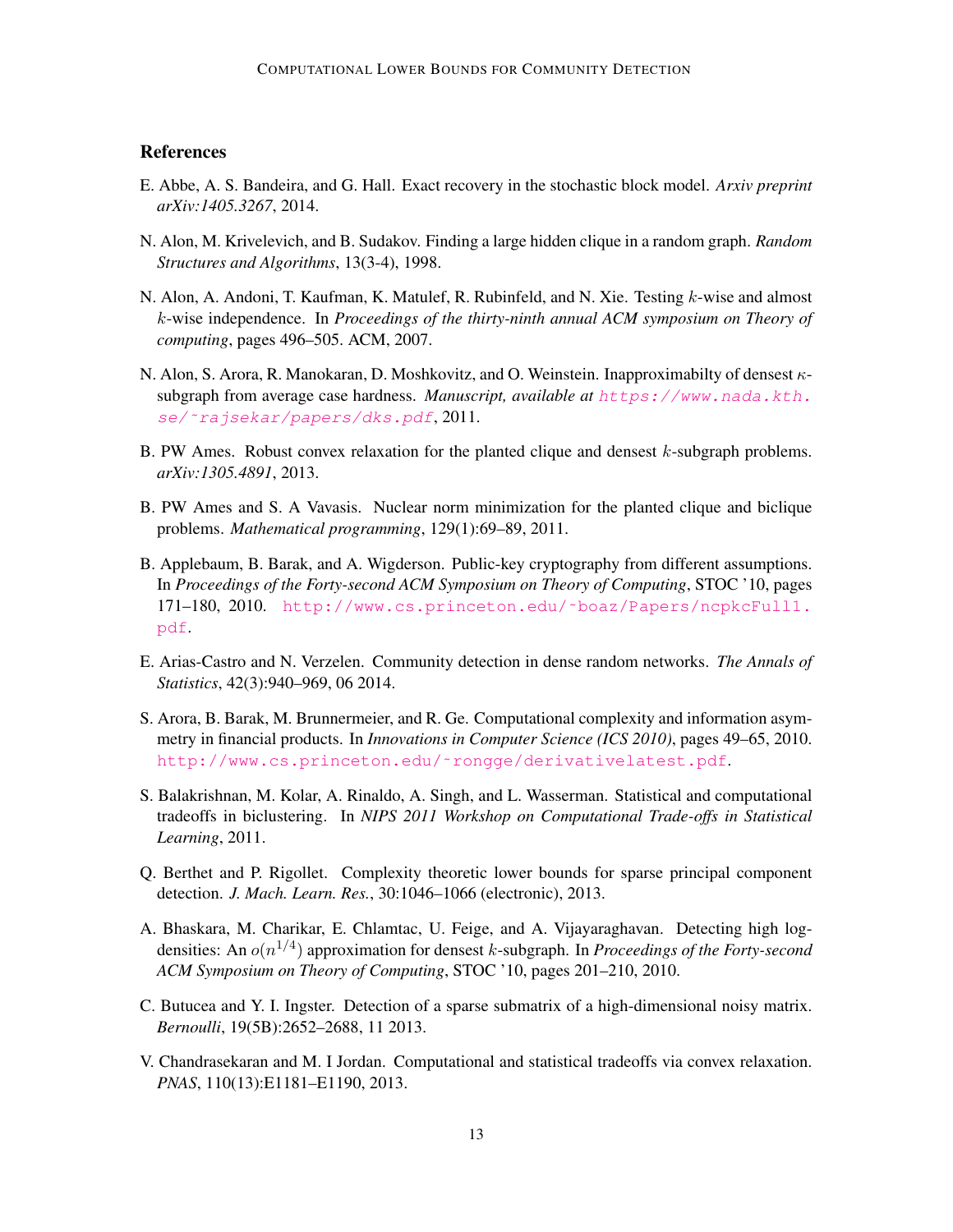## References

E. Abbe, A. S. Bandeira, and G. Hall. Exact recovery in the stochastic block model. *Arxiv preprint arXiv:1405.3267*, 2014.

N. Alon, M. Krivelevich, and B. Sudakov. Finding a large hidden clique in a random graph. *Random Structures and Algorithms*, 13(3-4), 1998.

N. Alon, A. Andoni, T. Kaufman, K. Matulef, R. Rubinfeld, and N. Xie. Testing $k$-wise and almost $k$-wise independence. In *Proceedings of the thirty-ninth annual ACM symposium on Theory of computing*, pages 496–505. ACM, 2007.

N. Alon, S. Arora, R. Manokaran, D. Moshkovitz, and O. Weinstein. Inapproximabilty of densest $\kappa$-subgraph from average case hardness. *Manuscript, available at* https://www.nada.kth.se/~rajsekar/papers/dks.pdf, 2011.

B. PW Ames. Robust convex relaxation for the planted clique and densest $k$-subgraph problems. *arXiv:1305.4891*, 2013.

B. PW Ames and S. A Vavasis. Nuclear norm minimization for the planted clique and biclique problems. *Mathematical programming*, 129(1):69–89, 2011.

B. Applebaum, B. Barak, and A. Wigderson. Public-key cryptography from different assumptions. In *Proceedings of the Forty-second ACM Symposium on Theory of Computing*, STOC '10, pages 171–180, 2010. http://www.cs.princeton.edu/~boaz/Papers/ncpkcFull1.pdf.

E. Arias-Castro and N. Verzelen. Community detection in dense random networks. *The Annals of Statistics*, 42(3):940–969, 06 2014.

S. Arora, B. Barak, M. Brunnermeier, and R. Ge. Computational complexity and information asymmetry in financial products. In *Innovations in Computer Science (ICS 2010)*, pages 49–65, 2010. http://www.cs.princeton.edu/~rongge/derivativelatest.pdf.

S. Balakrishnan, M. Kolar, A. Rinaldo, A. Singh, and L. Wasserman. Statistical and computational tradeoffs in biclustering. In *NIPS 2011 Workshop on Computational Trade-offs in Statistical Learning*, 2011.

Q. Berthet and P. Rigollet. Complexity theoretic lower bounds for sparse principal component detection. *J. Mach. Learn. Res.*, 30:1046–1066 (electronic), 2013.

A. Bhaskara, M. Charikar, E. Chlamtac, U. Feige, and A. Vijayaraghavan. Detecting high log-densities: An $o(n^{1/4})$ approximation for densest $k$-subgraph. In *Proceedings of the Forty-second ACM Symposium on Theory of Computing*, STOC '10, pages 201–210, 2010.

C. Butucea and Y. I. Ingster. Detection of a sparse submatrix of a high-dimensional noisy matrix. *Bernoulli*, 19(5B):2652–2688, 11 2013.

V. Chandrasekaran and M. I Jordan. Computational and statistical tradeoffs via convex relaxation. *PNAS*, 110(13):E1181–E1190, 2013.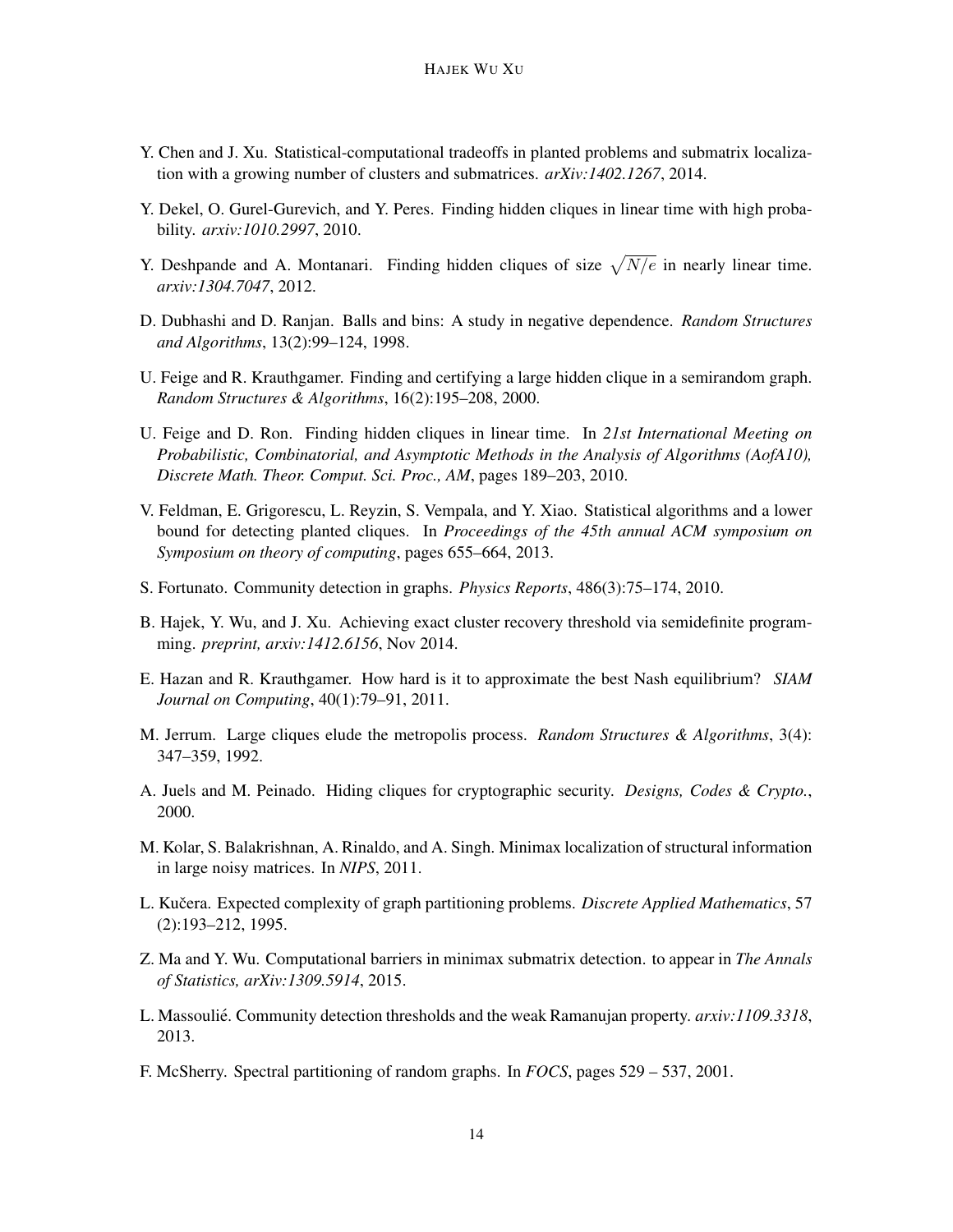Y. Chen and J. Xu. Statistical-computational tradeoffs in planted problems and submatrix localization with a growing number of clusters and submatrices. *arXiv:1402.1267*, 2014.

Y. Dekel, O. Gurel-Gurevich, and Y. Peres. Finding hidden cliques in linear time with high probability. *arxiv:1010.2997*, 2010.

Y. Deshpande and A. Montanari. Finding hidden cliques of size $\sqrt{N/e}$ in nearly linear time. *arxiv:1304.7047*, 2012.

D. Dubhashi and D. Ranjan. Balls and bins: A study in negative dependence. *Random Structures and Algorithms*, 13(2):99–124, 1998.

U. Feige and R. Krauthgamer. Finding and certifying a large hidden clique in a semirandom graph. *Random Structures & Algorithms*, 16(2):195–208, 2000.

U. Feige and D. Ron. Finding hidden cliques in linear time. In *21st International Meeting on Probabilistic, Combinatorial, and Asymptotic Methods in the Analysis of Algorithms (AofA10), Discrete Math. Theor. Comput. Sci. Proc., AM*, pages 189–203, 2010.

V. Feldman, E. Grigorescu, L. Reyzin, S. Vempala, and Y. Xiao. Statistical algorithms and a lower bound for detecting planted cliques. In *Proceedings of the 45th annual ACM symposium on Symposium on theory of computing*, pages 655–664, 2013.

S. Fortunato. Community detection in graphs. *Physics Reports*, 486(3):75–174, 2010.

B. Hajek, Y. Wu, and J. Xu. Achieving exact cluster recovery threshold via semidefinite programming. *preprint, arxiv:1412.6156*, Nov 2014.

E. Hazan and R. Krauthgamer. How hard is it to approximate the best Nash equilibrium? *SIAM Journal on Computing*, 40(1):79–91, 2011.

M. Jerrum. Large cliques elude the metropolis process. *Random Structures & Algorithms*, 3(4): 347–359, 1992.

A. Juels and M. Peinado. Hiding cliques for cryptographic security. *Designs, Codes & Crypto.*, 2000.

M. Kolar, S. Balakrishnan, A. Rinaldo, and A. Singh. Minimax localization of structural information in large noisy matrices. In *NIPS*, 2011.

L. Kučera. Expected complexity of graph partitioning problems. *Discrete Applied Mathematics*, 57 (2):193–212, 1995.

Z. Ma and Y. Wu. Computational barriers in minimax submatrix detection. to appear in *The Annals of Statistics, arXiv:1309.5914*, 2015.

L. Massoulié. Community detection thresholds and the weak Ramanujan property. *arxiv:1109.3318*, 2013.

F. McSherry. Spectral partitioning of random graphs. In *FOCS*, pages 529 – 537, 2001.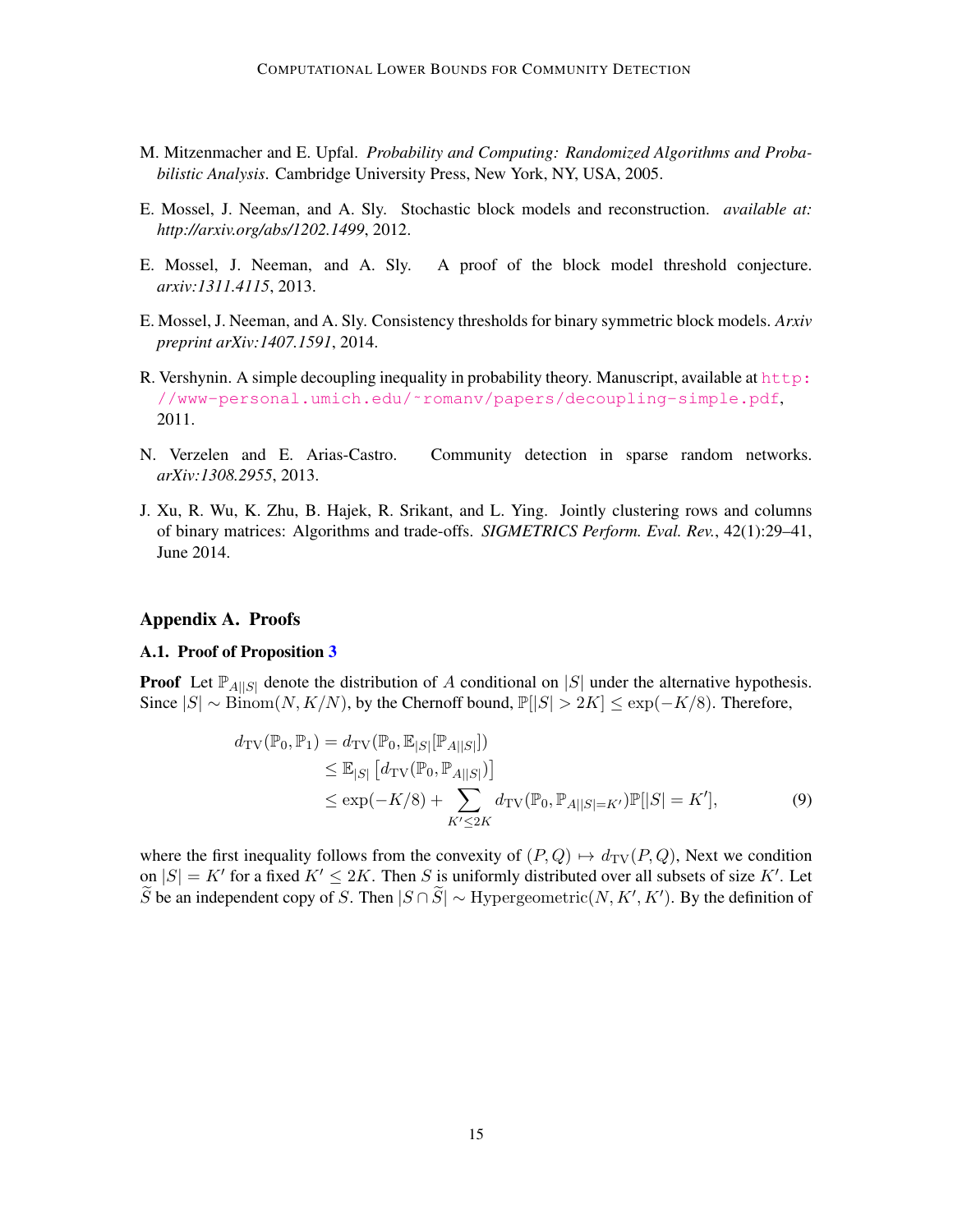M. Mitzenmacher and E. Upfal. *Probability and Computing: Randomized Algorithms and Probabilistic Analysis*. Cambridge University Press, New York, NY, USA, 2005.

E. Mossel, J. Neeman, and A. Sly. Stochastic block models and reconstruction. *available at: http://arxiv.org/abs/1202.1499*, 2012.

E. Mossel, J. Neeman, and A. Sly. A proof of the block model threshold conjecture. *arxiv:1311.4115*, 2013.

E. Mossel, J. Neeman, and A. Sly. Consistency thresholds for binary symmetric block models. *Arxiv preprint arXiv:1407.1591*, 2014.

R. Vershynin. A simple decoupling inequality in probability theory. Manuscript, available at http://www-personal.umich.edu/~romanv/papers/decoupling-simple.pdf, 2011.

N. Verzelen and E. Arias-Castro. Community detection in sparse random networks. *arXiv:1308.2955*, 2013.

J. Xu, R. Wu, K. Zhu, B. Hajek, R. Srikant, and L. Ying. Jointly clustering rows and columns of binary matrices: Algorithms and trade-offs. *SIGMETRICS Perform. Eval. Rev.*, 42(1):29–41, June 2014.

## Appendix A. Proofs

### A.1. Proof of Proposition 3

**Proof** Let $\mathbb{P}_{A||S|}$ denote the distribution of $A$ conditional on $|S|$ under the alternative hypothesis. Since $|S| \sim \mathrm{Binom}(N, K/N)$, by the Chernoff bound, $\mathbb{P}[|S| > 2K] \le \exp(-K/8)$. Therefore,

$$
\begin{aligned}
d_{\mathrm{TV}}(\mathbb{P}_0, \mathbb{P}_1) &= d_{\mathrm{TV}}(\mathbb{P}_0, \mathbb{E}_{|S|}[\mathbb{P}_{A||S|}]) \\
&\le \mathbb{E}_{|S|}\left[d_{\mathrm{TV}}(\mathbb{P}_0, \mathbb{P}_{A||S|})\right] \\
&\le \exp(-K/8) + \sum_{K' \le 2K} d_{\mathrm{TV}}(\mathbb{P}_0, \mathbb{P}_{A||S|=K'})\mathbb{P}[|S| = K'], \qquad (9)
\end{aligned}
$$

where the first inequality follows from the convexity of $(P, Q) \mapsto d_{\mathrm{TV}}(P, Q)$, Next we condition on $|S| = K'$ for a fixed $K' \le 2K$. Then $S$ is uniformly distributed over all subsets of size $K'$. Let $\widetilde{S}$ be an independent copy of $S$. Then $|S \cap \widetilde{S}| \sim \mathrm{Hypergeometric}(N, K', K')$. By the definition of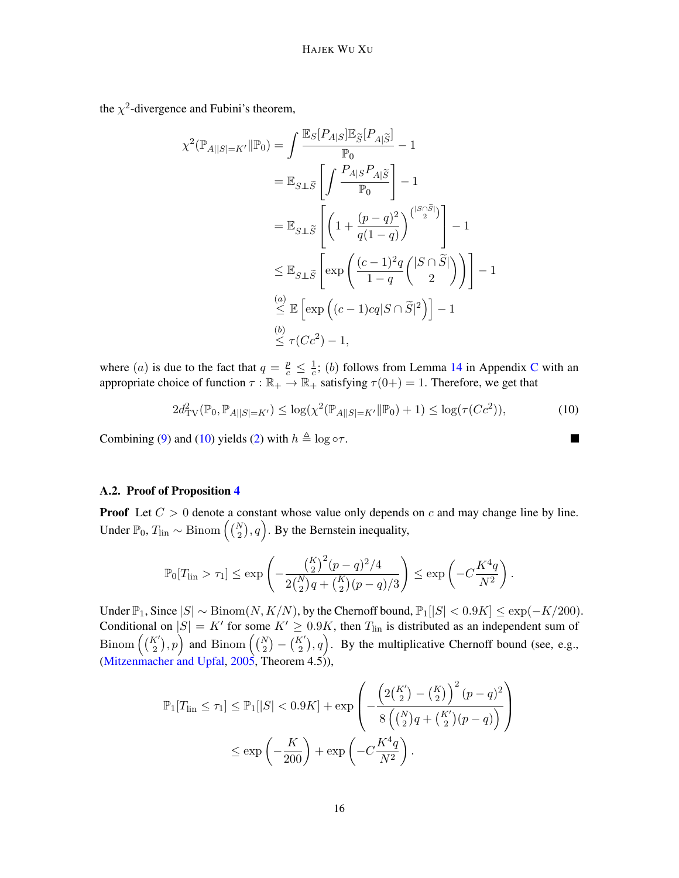the $\chi^2$-divergence and Fubini's theorem,

$$
\begin{aligned}
\chi^2(\mathbb{P}_{A||S|=K'}\|\mathbb{P}_0) &= \int \frac{\mathbb{E}_S[P_{A|S}]\mathbb{E}_{\widetilde{S}}[P_{A|\widetilde{S}}]}{\mathbb{P}_0} - 1 \\
&= \mathbb{E}_{S \perp\!\!\!\perp \widetilde{S}}\left[\int \frac{P_{A|S}P_{A|\widetilde{S}}}{\mathbb{P}_0}\right] - 1 \\
&= \mathbb{E}_{S \perp\!\!\!\perp \widetilde{S}}\left[\left(1 + \frac{(p-q)^2}{q(1-q)}\right)^{\binom{|S\cap\widetilde{S}|}{2}}\right] - 1 \\
&\leq \mathbb{E}_{S \perp\!\!\!\perp \widetilde{S}}\left[\exp\left(\frac{(c-1)^2 q}{1-q}\binom{|S\cap\widetilde{S}|}{2}\right)\right] - 1 \\
&\overset{(a)}{\leq} \mathbb{E}\left[\exp\left((c-1)cq|S\cap\widetilde{S}|^2\right)\right] - 1 \\
&\overset{(b)}{\leq} \tau(Cc^2) - 1,
\end{aligned}
$$

where $(a)$ is due to the fact that $q = \frac{p}{c} \leq \frac{1}{c}$; $(b)$ follows from Lemma 14 in Appendix C with an appropriate choice of function $\tau : \mathbb{R}_+ \to \mathbb{R}_+$ satisfying $\tau(0+) = 1$. Therefore, we get that

$$
2d^2_{\mathrm{TV}}(\mathbb{P}_0, \mathbb{P}_{A||S|=K'}) \leq \log(\chi^2(\mathbb{P}_{A||S|=K'}\|\mathbb{P}_0) + 1) \leq \log(\tau(Cc^2)), \tag{10}
$$

Combining (9) and (10) yields (2) with $h \triangleq \log \circ \tau$. ■

### A.2. Proof of Proposition 4

**Proof** Let $C > 0$ denote a constant whose value only depends on $c$ and may change line by line. Under $\mathbb{P}_0$, $T_{\mathrm{lin}} \sim \mathrm{Binom}\left(\binom{N}{2}, q\right)$. By the Bernstein inequality,

$$
\mathbb{P}_0[T_{\mathrm{lin}} > \tau_1] \leq \exp\left(-\frac{\binom{K}{2}^2(p-q)^2/4}{2\binom{N}{2}q + \binom{K}{2}(p-q)/3}\right) \leq \exp\left(-C\frac{K^4 q}{N^2}\right).
$$

Under $\mathbb{P}_1$, Since $|S| \sim \mathrm{Binom}(N, K/N)$, by the Chernoff bound, $\mathbb{P}_1[|S| < 0.9K] \leq \exp(-K/200)$. Conditional on $|S| = K'$ for some $K' \geq 0.9K$, then $T_{\mathrm{lin}}$ is distributed as an independent sum of $\mathrm{Binom}\left(\binom{K'}{2}, p\right)$ and $\mathrm{Binom}\left(\binom{N}{2} - \binom{K'}{2}, q\right)$. By the multiplicative Chernoff bound (see, e.g., (Mitzenmacher and Upfal, 2005, Theorem 4.5)),

$$
\begin{aligned}
\mathbb{P}_1[T_{\mathrm{lin}} \leq \tau_1] &\leq \mathbb{P}_1[|S| < 0.9K] + \exp\left(-\frac{\left(2\binom{K'}{2} - \binom{K}{2}\right)^2(p-q)^2}{8\left(\binom{N}{2}q + \binom{K'}{2}(p-q)\right)}\right) \\
&\leq \exp\left(-\frac{K}{200}\right) + \exp\left(-C\frac{K^4 q}{N^2}\right).
\end{aligned}
$$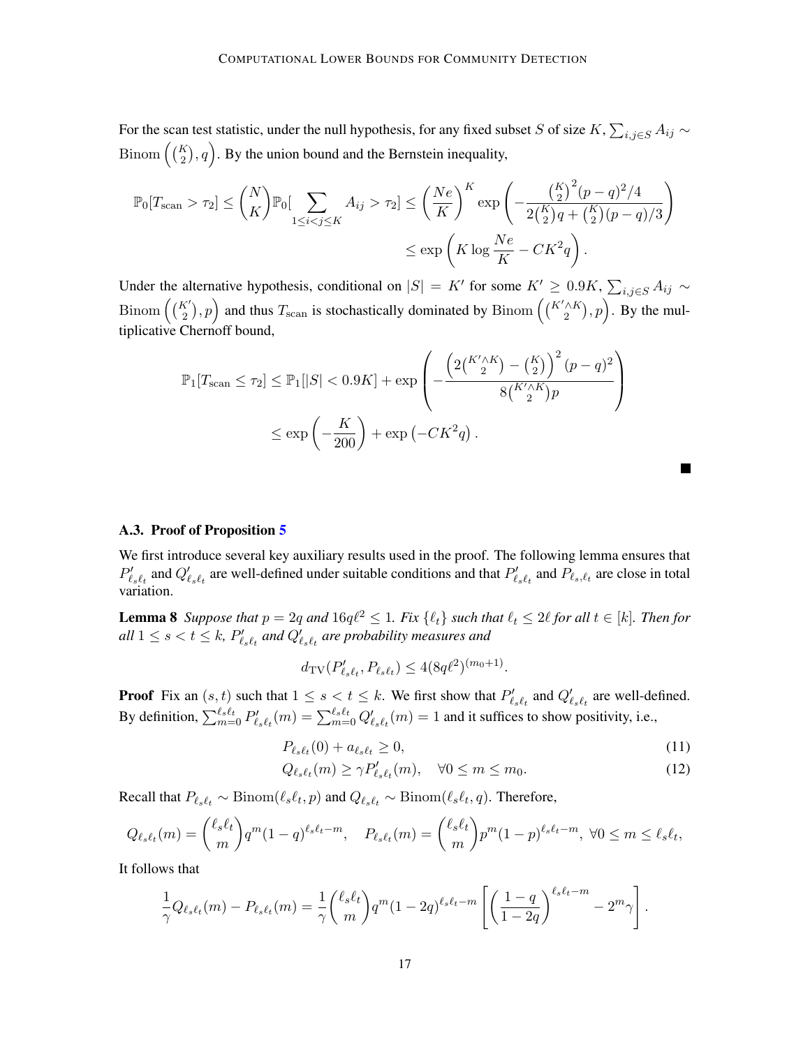For the scan test statistic, under the null hypothesis, for any fixed subset $S$ of size $K$, $\sum_{i,j\in S} A_{ij} \sim \text{Binom}\left(\binom{K}{2}, q\right)$. By the union bound and the Bernstein inequality,

$$
\mathbb{P}_0[T_{\text{scan}} > \tau_2] \leq \binom{N}{K}\mathbb{P}_0[\sum_{1\leq i<j\leq K} A_{ij} > \tau_2] \leq \left(\frac{Ne}{K}\right)^K \exp\left(-\frac{\binom{K}{2}^2(p-q)^2/4}{2\binom{K}{2}q + \binom{K}{2}(p-q)/3}\right)
$$
$$
\leq \exp\left(K\log\frac{Ne}{K} - CK^2 q\right).
$$

Under the alternative hypothesis, conditional on $|S| = K'$ for some $K' \geq 0.9K$, $\sum_{i,j\in S} A_{ij} \sim \text{Binom}\left(\binom{K'}{2}, p\right)$ and thus $T_{\text{scan}}$ is stochastically dominated by $\text{Binom}\left(\binom{K'\wedge K}{2}, p\right)$. By the multiplicative Chernoff bound,

$$
\mathbb{P}_1[T_{\text{scan}} \leq \tau_2] \leq \mathbb{P}_1[|S| < 0.9K] + \exp\left(-\frac{\left(2\binom{K'\wedge K}{2} - \binom{K}{2}\right)^2(p-q)^2}{8\binom{K'\wedge K}{2}p}\right)
$$
$$
\leq \exp\left(-\frac{K}{200}\right) + \exp\left(-CK^2 q\right).
$$

■

### A.3. Proof of Proposition 5

We first introduce several key auxiliary results used in the proof. The following lemma ensures that $P'_{\ell_s\ell_t}$ and $Q'_{\ell_s\ell_t}$ are well-defined under suitable conditions and that $P'_{\ell_s\ell_t}$ and $P_{\ell_s,\ell_t}$ are close in total variation.

**Lemma 8** *Suppose that $p = 2q$ and $16q\ell^2 \leq 1$. Fix $\{\ell_t\}$ such that $\ell_t \leq 2\ell$ for all $t \in [k]$. Then for all $1 \leq s < t \leq k$, $P'_{\ell_s\ell_t}$ and $Q'_{\ell_s\ell_t}$ are probability measures and*

$$
d_{\text{TV}}(P'_{\ell_s\ell_t}, P_{\ell_s\ell_t}) \leq 4(8q\ell^2)^{(m_0+1)}.
$$

**Proof** Fix an $(s,t)$ such that $1 \leq s < t \leq k$. We first show that $P'_{\ell_s\ell_t}$ and $Q'_{\ell_s\ell_t}$ are well-defined. By definition, $\sum_{m=0}^{\ell_s\ell_t} P'_{\ell_s\ell_t}(m) = \sum_{m=0}^{\ell_s\ell_t} Q'_{\ell_s\ell_t}(m) = 1$ and it suffices to show positivity, i.e.,

$$
P_{\ell_s\ell_t}(0) + a_{\ell_s\ell_t} \geq 0, \tag{11}
$$
$$
Q_{\ell_s\ell_t}(m) \geq \gamma P'_{\ell_s\ell_t}(m), \quad \forall 0 \leq m \leq m_0. \tag{12}
$$

Recall that $P_{\ell_s\ell_t} \sim \text{Binom}(\ell_s\ell_t, p)$ and $Q_{\ell_s\ell_t} \sim \text{Binom}(\ell_s\ell_t, q)$. Therefore,

$$
Q_{\ell_s\ell_t}(m) = \binom{\ell_s\ell_t}{m} q^m(1-q)^{\ell_s\ell_t - m}, \quad P_{\ell_s\ell_t}(m) = \binom{\ell_s\ell_t}{m} p^m(1-p)^{\ell_s\ell_t-m}, \ \forall 0 \leq m \leq \ell_s\ell_t,
$$

It follows that

$$
\frac{1}{\gamma}Q_{\ell_s\ell_t}(m) - P_{\ell_s\ell_t}(m) = \frac{1}{\gamma}\binom{\ell_s\ell_t}{m} q^m(1-2q)^{\ell_s\ell_t-m}\left[\left(\frac{1-q}{1-2q}\right)^{\ell_s\ell_t-m} - 2^m\gamma\right].
$$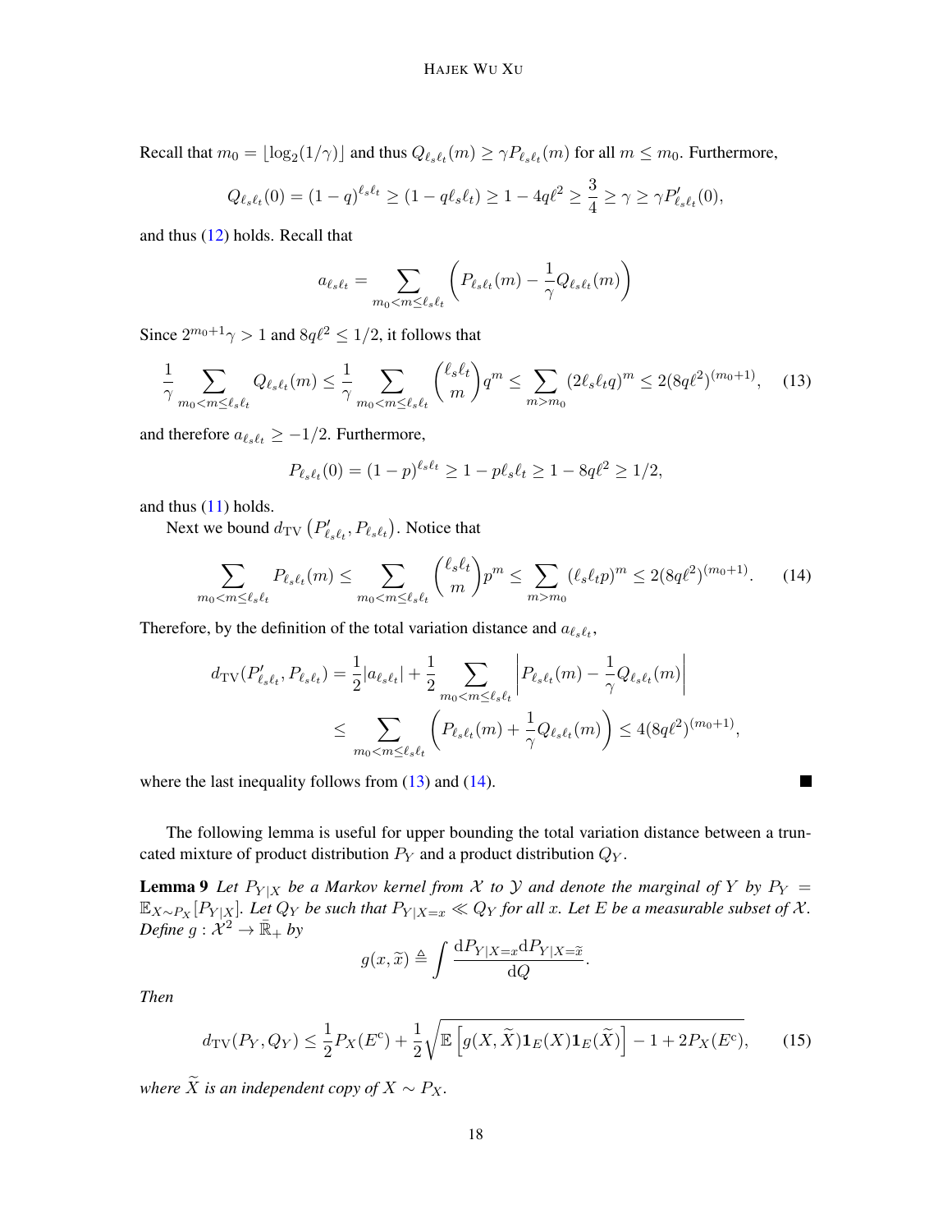Recall that $m_0 = \lfloor \log_2(1/\gamma) \rfloor$ and thus $Q_{\ell_s \ell_t}(m) \geq \gamma P_{\ell_s \ell_t}(m)$ for all $m \leq m_0$. Furthermore,

$$Q_{\ell_s \ell_t}(0) = (1-q)^{\ell_s \ell_t} \geq (1 - q\ell_s \ell_t) \geq 1 - 4q\ell^2 \geq \frac{3}{4} \geq \gamma \geq \gamma P'_{\ell_s \ell_t}(0),$$

and thus (12) holds. Recall that

$$a_{\ell_s \ell_t} = \sum_{m_0 < m \leq \ell_s \ell_t} \left( P_{\ell_s \ell_t}(m) - \frac{1}{\gamma} Q_{\ell_s \ell_t}(m) \right)$$

Since $2^{m_0+1}\gamma > 1$ and $8q\ell^2 \leq 1/2$, it follows that

$$\frac{1}{\gamma} \sum_{m_0 < m \leq \ell_s \ell_t} Q_{\ell_s \ell_t}(m) \leq \frac{1}{\gamma} \sum_{m_0 < m \leq \ell_s \ell_t} \binom{\ell_s \ell_t}{m} q^m \leq \sum_{m > m_0} (2\ell_s \ell_t q)^m \leq 2(8q\ell^2)^{(m_0+1)}, \tag{13}$$

and therefore $a_{\ell_s \ell_t} \geq -1/2$. Furthermore,

$$P_{\ell_s \ell_t}(0) = (1-p)^{\ell_s \ell_t} \geq 1 - p\ell_s \ell_t \geq 1 - 8q\ell^2 \geq 1/2,$$

and thus (11) holds.

Next we bound $d_{\rm TV}\left(P'_{\ell_s \ell_t}, P_{\ell_s \ell_t}\right)$. Notice that

$$\sum_{m_0 < m \leq \ell_s \ell_t} P_{\ell_s \ell_t}(m) \leq \sum_{m_0 < m \leq \ell_s \ell_t} \binom{\ell_s \ell_t}{m} p^m \leq \sum_{m > m_0} (\ell_s \ell_t p)^m \leq 2(8q\ell^2)^{(m_0+1)}. \tag{14}$$

Therefore, by the definition of the total variation distance and $a_{\ell_s \ell_t}$,

$$\begin{aligned} d_{\rm TV}(P'_{\ell_s \ell_t}, P_{\ell_s \ell_t}) &= \frac{1}{2}|a_{\ell_s \ell_t}| + \frac{1}{2} \sum_{m_0 < m \leq \ell_s \ell_t} \left| P_{\ell_s \ell_t}(m) - \frac{1}{\gamma} Q_{\ell_s \ell_t}(m) \right| \\ &\leq \sum_{m_0 < m \leq \ell_s \ell_t} \left( P_{\ell_s \ell_t}(m) + \frac{1}{\gamma} Q_{\ell_s \ell_t}(m) \right) \leq 4(8q\ell^2)^{(m_0+1)}, \end{aligned}$$

where the last inequality follows from (13) and (14). ■

The following lemma is useful for upper bounding the total variation distance between a truncated mixture of product distribution $P_Y$ and a product distribution $Q_Y$.

**Lemma 9** *Let $P_{Y|X}$ be a Markov kernel from $\mathcal{X}$ to $\mathcal{Y}$ and denote the marginal of $Y$ by $P_Y = \mathbb{E}_{X \sim P_X}[P_{Y|X}]$. Let $Q_Y$ be such that $P_{Y|X=x} \ll Q_Y$ for all $x$. Let $E$ be a measurable subset of $\mathcal{X}$. Define $g : \mathcal{X}^2 \to \overline{\mathbb{R}}_+$ by*

$$g(x, \widetilde{x}) \triangleq \int \frac{\mathrm{d}P_{Y|X=x} \mathrm{d}P_{Y|X=\widetilde{x}}}{\mathrm{d}Q}.$$

*Then*

$$d_{\rm TV}(P_Y, Q_Y) \leq \frac{1}{2} P_X(E^c) + \frac{1}{2}\sqrt{\mathbb{E}\left[ g(X, \widetilde{X}) \mathbf{1}_E(X) \mathbf{1}_E(\widetilde{X}) \right] - 1 + 2P_X(E^c)}, \tag{15}$$

*where $\widetilde{X}$ is an independent copy of $X \sim P_X$.*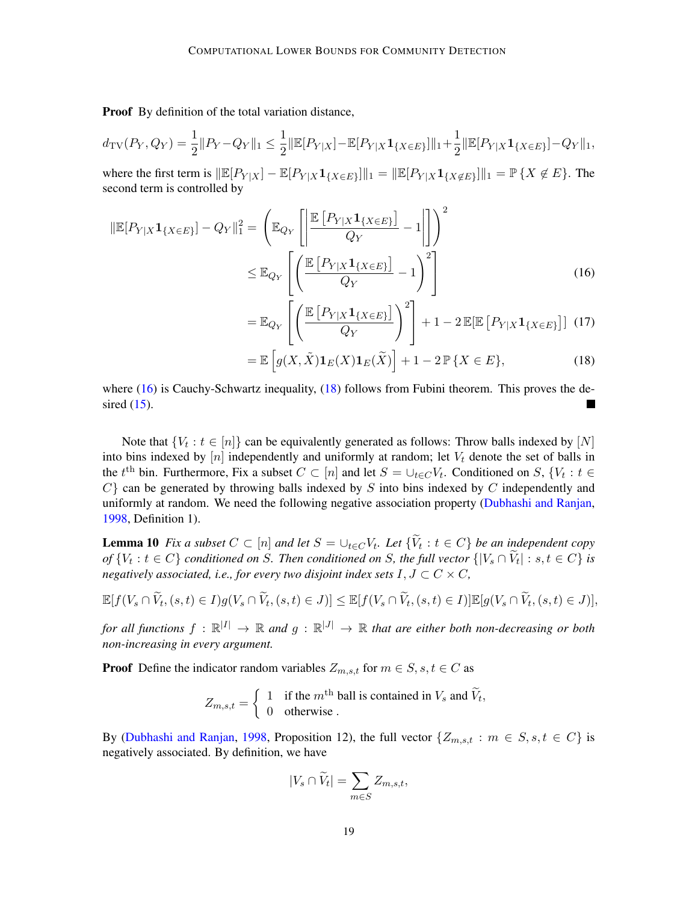**Proof** By definition of the total variation distance,

$$d_{\mathrm{TV}}(P_Y, Q_Y) = \frac{1}{2}\|P_Y - Q_Y\|_1 \leq \frac{1}{2}\|\mathbb{E}[P_{Y|X}] - \mathbb{E}[P_{Y|X}\mathbf{1}_{\{X \in E\}}]\|_1 + \frac{1}{2}\|\mathbb{E}[P_{Y|X}\mathbf{1}_{\{X\in E\}}] - Q_Y\|_1,$$

where the first term is $\|\mathbb{E}[P_{Y|X}] - \mathbb{E}[P_{Y|X}\mathbf{1}_{\{X\in E\}}]\|_1 = \|\mathbb{E}[P_{Y|X}\mathbf{1}_{\{X \notin E\}}]\|_1 = \mathbb{P}\{X \notin E\}$. The second term is controlled by

$$\begin{aligned}
\|\mathbb{E}[P_{Y|X}\mathbf{1}_{\{X\in E\}}] - Q_Y\|_1^2 &= \left(\mathbb{E}_{Q_Y}\left[\left|\frac{\mathbb{E}\left[P_{Y|X}\mathbf{1}_{\{X\in E\}}\right]}{Q_Y} - 1\right|\right]\right)^2 \\
&\leq \mathbb{E}_{Q_Y}\left[\left(\frac{\mathbb{E}\left[P_{Y|X}\mathbf{1}_{\{X\in E\}}\right]}{Q_Y} - 1\right)^2\right] \qquad (16)\\
&= \mathbb{E}_{Q_Y}\left[\left(\frac{\mathbb{E}\left[P_{Y|X}\mathbf{1}_{\{X\in E\}}\right]}{Q_Y}\right)^2\right] + 1 - 2\,\mathbb{E}[\mathbb{E}\left[P_{Y|X}\mathbf{1}_{\{X\in E\}}\right]] \qquad (17)\\
&= \mathbb{E}\left[g(X, \tilde{X})\mathbf{1}_E(X)\mathbf{1}_E(\widetilde{X})\right] + 1 - 2\,\mathbb{P}\{X \in E\}, \qquad (18)
\end{aligned}$$

where (16) is Cauchy-Schwartz inequality, (18) follows from Fubini theorem. This proves the desired (15). ■

Note that $\{V_t : t \in [n]\}$ can be equivalently generated as follows: Throw balls indexed by $[N]$ into bins indexed by $[n]$ independently and uniformly at random; let $V_t$ denote the set of balls in the $t^{\text{th}}$ bin. Furthermore, Fix a subset $C \subset [n]$ and let $S = \cup_{t\in C} V_t$. Conditioned on $S$, $\{V_t : t \in C\}$ can be generated by throwing balls indexed by $S$ into bins indexed by $C$ independently and uniformly at random. We need the following negative association property (Dubhashi and Ranjan, 1998, Definition 1).

**Lemma 10** *Fix a subset $C \subset [n]$ and let $S = \cup_{t\in C} V_t$. Let $\{\widetilde{V}_t : t \in C\}$ be an independent copy of $\{V_t : t \in C\}$ conditioned on $S$. Then conditioned on $S$, the full vector $\{|V_s \cap \widetilde{V}_t| : s, t \in C\}$ is negatively associated, i.e., for every two disjoint index sets $I, J \subset C \times C$,*

$$\mathbb{E}[f(V_s \cap \widetilde{V}_t, (s,t) \in I)g(V_s \cap \widetilde{V}_t, (s,t) \in J)] \leq \mathbb{E}[f(V_s \cap \widetilde{V}_t, (s,t) \in I)]\mathbb{E}[g(V_s \cap \widetilde{V}_t, (s,t) \in J)],$$

*for all functions $f : \mathbb{R}^{|I|} \to \mathbb{R}$ and $g : \mathbb{R}^{|J|} \to \mathbb{R}$ that are either both non-decreasing or both non-increasing in every argument.*

**Proof** Define the indicator random variables $Z_{m,s,t}$ for $m \in S, s, t \in C$ as

$$Z_{m,s,t} = \begin{cases} 1 & \text{if the } m^{\text{th}} \text{ ball is contained in } V_s \text{ and } \widetilde{V}_t, \\ 0 & \text{otherwise .} \end{cases}$$

By (Dubhashi and Ranjan, 1998, Proposition 12), the full vector $\{Z_{m,s,t} : m \in S, s, t \in C\}$ is negatively associated. By definition, we have

$$|V_s \cap \widetilde{V}_t| = \sum_{m\in S} Z_{m,s,t},$$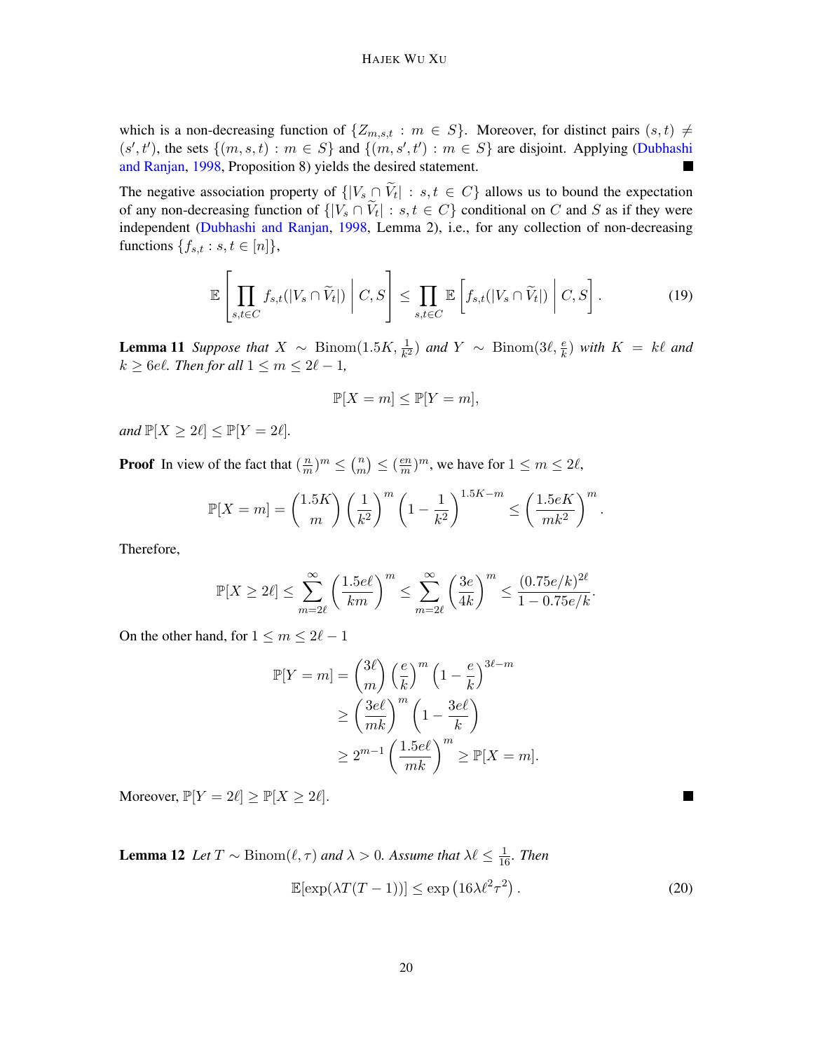which is a non-decreasing function of $\{Z_{m,s,t} : m \in S\}$. Moreover, for distinct pairs $(s,t) \neq (s',t')$, the sets $\{(m,s,t) : m \in S\}$ and $\{(m,s',t') : m \in S\}$ are disjoint. Applying (Dubhashi and Ranjan, 1998, Proposition 8) yields the desired statement. ■

The negative association property of $\{|V_s \cap \widetilde{V}_t| : s,t \in C\}$ allows us to bound the expectation of any non-decreasing function of $\{|V_s \cap \widetilde{V}_t| : s,t \in C\}$ conditional on $C$ and $S$ as if they were independent (Dubhashi and Ranjan, 1998, Lemma 2), i.e., for any collection of non-decreasing functions $\{f_{s,t} : s,t \in [n]\}$,

$$\mathbb{E}\left[\prod_{s,t\in C} f_{s,t}(|V_s \cap \widetilde{V}_t|) \,\middle|\, C, S\right] \leq \prod_{s,t\in C} \mathbb{E}\left[f_{s,t}(|V_s \cap \widetilde{V}_t|) \,\middle|\, C, S\right]. \tag{19}$$

**Lemma 11** *Suppose that $X \sim \text{Binom}(1.5K, \frac{1}{k^2})$ and $Y \sim \text{Binom}(3\ell, \frac{e}{k})$ with $K = k\ell$ and $k \geq 6e\ell$. Then for all $1 \leq m \leq 2\ell - 1$,*

$$\mathbb{P}[X = m] \leq \mathbb{P}[Y = m],$$

*and $\mathbb{P}[X \geq 2\ell] \leq \mathbb{P}[Y = 2\ell]$.*

**Proof** In view of the fact that $(\frac{n}{m})^m \leq \binom{n}{m} \leq (\frac{en}{m})^m$, we have for $1 \leq m \leq 2\ell$,

$$\mathbb{P}[X = m] = \binom{1.5K}{m}\left(\frac{1}{k^2}\right)^m \left(1 - \frac{1}{k^2}\right)^{1.5K-m} \leq \left(\frac{1.5eK}{mk^2}\right)^m.$$

Therefore,

$$\mathbb{P}[X \geq 2\ell] \leq \sum_{m=2\ell}^{\infty} \left(\frac{1.5e\ell}{km}\right)^m \leq \sum_{m=2\ell}^{\infty} \left(\frac{3e}{4k}\right)^m \leq \frac{(0.75e/k)^{2\ell}}{1 - 0.75e/k}.$$

On the other hand, for $1 \leq m \leq 2\ell - 1$

$$\begin{aligned}
\mathbb{P}[Y = m] &= \binom{3\ell}{m}\left(\frac{e}{k}\right)^m \left(1 - \frac{e}{k}\right)^{3\ell-m} \\
&\geq \left(\frac{3e\ell}{mk}\right)^m \left(1 - \frac{3e\ell}{k}\right) \\
&\geq 2^{m-1}\left(\frac{1.5e\ell}{mk}\right)^m \geq \mathbb{P}[X = m].
\end{aligned}$$

Moreover, $\mathbb{P}[Y = 2\ell] \geq \mathbb{P}[X \geq 2\ell]$. ■

**Lemma 12** *Let $T \sim \text{Binom}(\ell, \tau)$ and $\lambda > 0$. Assume that $\lambda\ell \leq \frac{1}{16}$. Then*

$$\mathbb{E}[\exp(\lambda T(T-1))] \leq \exp\left(16\lambda\ell^2\tau^2\right). \tag{20}$$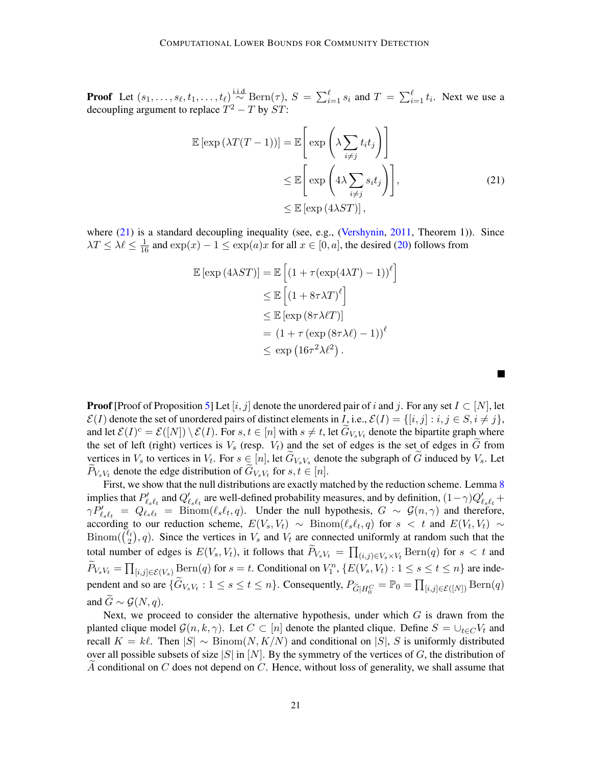**Proof** Let $(s_1, \dots, s_\ell, t_1, \dots, t_\ell) \overset{\text{i.i.d.}}{\sim} \text{Bern}(\tau)$, $S = \sum_{i=1}^{\ell} s_i$ and $T = \sum_{i=1}^{\ell} t_i$. Next we use a decoupling argument to replace $T^2 - T$ by $ST$:

$$
\begin{aligned}
\mathbb{E}\left[\exp\left(\lambda T(T-1)\right)\right] &= \mathbb{E}\left[\exp\left(\lambda \sum_{i \neq j} t_i t_j\right)\right] \\
&\leq \mathbb{E}\left[\exp\left(4\lambda \sum_{i \neq j} s_i t_j\right)\right], \qquad (21)\\
&\leq \mathbb{E}\left[\exp\left(4\lambda ST\right)\right],
\end{aligned}
$$

where (21) is a standard decoupling inequality (see, e.g., (Vershynin, 2011, Theorem 1)). Since $\lambda T \leq \lambda \ell \leq \frac{1}{16}$ and $\exp(x) - 1 \leq \exp(a)x$ for all $x \in [0, a]$, the desired (20) follows from

$$
\begin{aligned}
\mathbb{E}\left[\exp\left(4\lambda ST\right)\right] &= \mathbb{E}\left[\left(1 + \tau(\exp(4\lambda T) - 1)\right)^{\ell}\right] \\
&\leq \mathbb{E}\left[\left(1 + 8\tau\lambda T\right)^{\ell}\right] \\
&\leq \mathbb{E}\left[\exp\left(8\tau\lambda\ell T\right)\right] \\
&= \left(1 + \tau\left(\exp\left(8\tau\lambda\ell\right) - 1\right)\right)^{\ell} \\
&\leq \exp\left(16\tau^2\lambda\ell^2\right).
\end{aligned}
$$

■

**Proof** [Proof of Proposition 5] Let $[i, j]$ denote the unordered pair of $i$ and $j$. For any set $I \subset [N]$, let $\mathcal{E}(I)$ denote the set of unordered pairs of distinct elements in $I$, i.e., $\mathcal{E}(I) = \{[i, j] : i, j \in S, i \neq j\}$, and let $\mathcal{E}(I)^c = \mathcal{E}([N]) \setminus \mathcal{E}(I)$. For $s, t \in [n]$ with $s \neq t$, let $\widetilde{G}_{V_s V_t}$ denote the bipartite graph where the set of left (right) vertices is $V_s$ (resp. $V_t$) and the set of edges is the set of edges in $\widetilde{G}$ from vertices in $V_s$ to vertices in $V_t$. For $s \in [n]$, let $\widetilde{G}_{V_s V_s}$ denote the subgraph of $\widetilde{G}$ induced by $V_s$. Let $\widetilde{P}_{V_s V_t}$ denote the edge distribution of $\widetilde{G}_{V_s V_t}$ for $s, t \in [n]$.

First, we show that the null distributions are exactly matched by the reduction scheme. Lemma 8 implies that $P'_{\ell_s \ell_t}$ and $Q'_{\ell_s \ell_t}$ are well-defined probability measures, and by definition, $(1-\gamma)Q'_{\ell_s \ell_t} + \gamma P'_{\ell_s \ell_t} = Q_{\ell_s \ell_t} = \text{Binom}(\ell_s \ell_t, q)$. Under the null hypothesis, $G \sim \mathcal{G}(n, \gamma)$ and therefore, according to our reduction scheme, $E(V_s, V_t) \sim \text{Binom}(\ell_s \ell_t, q)$ for $s < t$ and $E(V_t, V_t) \sim \text{Binom}(\binom{\ell_t}{2}, q)$. Since the vertices in $V_s$ and $V_t$ are connected uniformly at random such that the total number of edges is $E(V_s, V_t)$, it follows that $\widetilde{P}_{V_s V_t} = \prod_{(i,j) \in V_s \times V_t} \text{Bern}(q)$ for $s < t$ and $\widetilde{P}_{V_s V_t} = \prod_{[i,j] \in \mathcal{E}(V_s)} \text{Bern}(q)$ for $s = t$. Conditional on $V_1^n$, $\{E(V_s, V_t) : 1 \leq s \leq t \leq n\}$ are independent and so are $\{\widetilde{G}_{V_s V_t} : 1 \leq s \leq t \leq n\}$. Consequently, $P_{\widetilde{G}|H_0^C} = \mathbb{P}_0 = \prod_{[i,j] \in \mathcal{E}([N])} \text{Bern}(q)$ and $\widetilde{G} \sim \mathcal{G}(N, q)$.

Next, we proceed to consider the alternative hypothesis, under which $G$ is drawn from the planted clique model $\mathcal{G}(n, k, \gamma)$. Let $C \subset [n]$ denote the planted clique. Define $S = \cup_{t \in C} V_t$ and recall $K = k\ell$. Then $|S| \sim \text{Binom}(N, K/N)$ and conditional on $|S|$, $S$ is uniformly distributed over all possible subsets of size $|S|$ in $[N]$. By the symmetry of the vertices of $G$, the distribution of $\widetilde{A}$ conditional on $C$ does not depend on $C$. Hence, without loss of generality, we shall assume that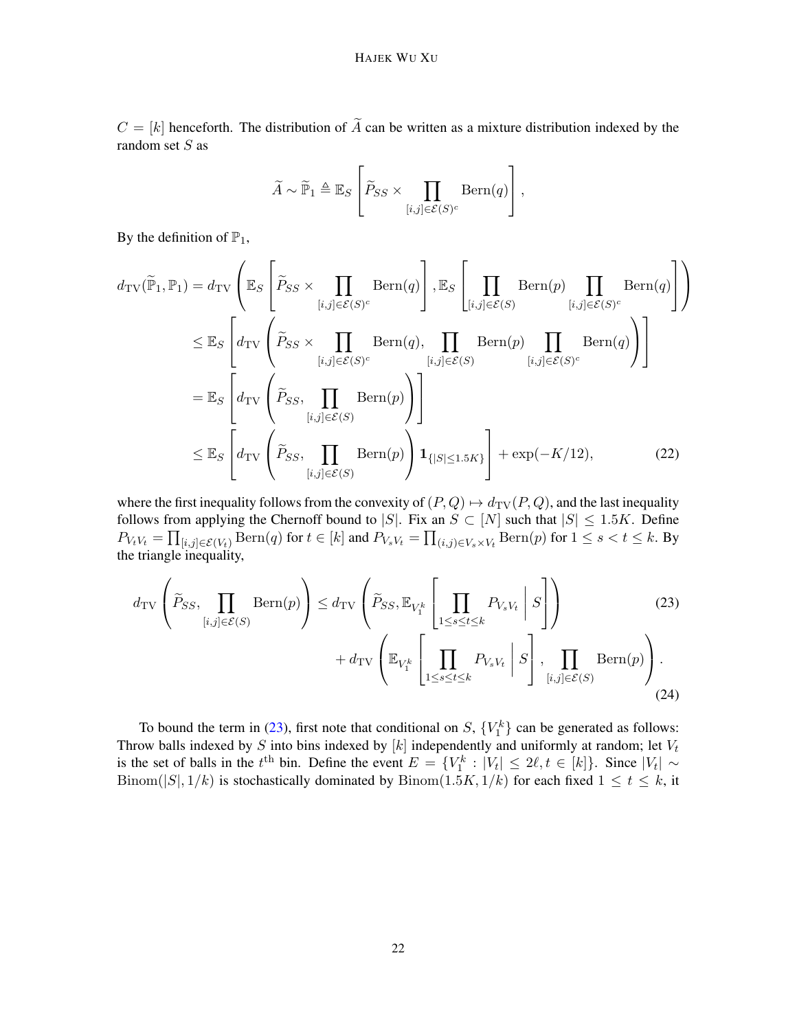$C = [k]$ henceforth. The distribution of $\widetilde{A}$ can be written as a mixture distribution indexed by the random set $S$ as

$$
\widetilde{A} \sim \widetilde{\mathbb{P}}_1 \triangleq \mathbb{E}_S \left[ \widetilde{P}_{SS} \times \prod_{[i,j] \in \mathcal{E}(S)^c} \mathrm{Bern}(q) \right],
$$

By the definition of $\mathbb{P}_1$,

$$
\begin{aligned}
d_{\mathrm{TV}}(\widetilde{\mathbb{P}}_1, \mathbb{P}_1) &= d_{\mathrm{TV}} \left( \mathbb{E}_S \left[ \widetilde{P}_{SS} \times \prod_{[i,j] \in \mathcal{E}(S)^c} \mathrm{Bern}(q) \right], \mathbb{E}_S \left[ \prod_{[i,j] \in \mathcal{E}(S)} \mathrm{Bern}(p) \prod_{[i,j] \in \mathcal{E}(S)^c} \mathrm{Bern}(q) \right] \right) \\
&\le \mathbb{E}_S \left[ d_{\mathrm{TV}} \left( \widetilde{P}_{SS} \times \prod_{[i,j] \in \mathcal{E}(S)^c} \mathrm{Bern}(q), \prod_{[i,j] \in \mathcal{E}(S)} \mathrm{Bern}(p) \prod_{[i,j] \in \mathcal{E}(S)^c} \mathrm{Bern}(q) \right) \right] \\
&= \mathbb{E}_S \left[ d_{\mathrm{TV}} \left( \widetilde{P}_{SS}, \prod_{[i,j] \in \mathcal{E}(S)} \mathrm{Bern}(p) \right) \right] \\
&\le \mathbb{E}_S \left[ d_{\mathrm{TV}} \left( \widetilde{P}_{SS}, \prod_{[i,j] \in \mathcal{E}(S)} \mathrm{Bern}(p) \right) \mathbf{1}_{\{|S| \le 1.5K\}} \right] + \exp(-K/12), \qquad (22)
\end{aligned}
$$

where the first inequality follows from the convexity of $(P, Q) \mapsto d_{\mathrm{TV}}(P, Q)$, and the last inequality follows from applying the Chernoff bound to $|S|$. Fix an $S \subset [N]$ such that $|S| \le 1.5K$. Define $P_{V_t V_t} = \prod_{[i,j] \in \mathcal{E}(V_t)} \mathrm{Bern}(q)$ for $t \in [k]$ and $P_{V_s V_t} = \prod_{(i,j) \in V_s \times V_t} \mathrm{Bern}(p)$ for $1 \le s < t \le k$. By the triangle inequality,

$$
\begin{aligned}
d_{\mathrm{TV}} \left( \widetilde{P}_{SS}, \prod_{[i,j] \in \mathcal{E}(S)} \mathrm{Bern}(p) \right) &\le d_{\mathrm{TV}} \left( \widetilde{P}_{SS}, \mathbb{E}_{V_1^k} \left[ \prod_{1 \le s \le t \le k} P_{V_s V_t} \,\middle|\, S \right] \right) \qquad (23) \\
&\quad + d_{\mathrm{TV}} \left( \mathbb{E}_{V_1^k} \left[ \prod_{1 \le s \le t \le k} P_{V_s V_t} \,\middle|\, S \right], \prod_{[i,j] \in \mathcal{E}(S)} \mathrm{Bern}(p) \right). \qquad (24)
\end{aligned}
$$

To bound the term in (23), first note that conditional on $S$, $\{V_1^k\}$ can be generated as follows: Throw balls indexed by $S$ into bins indexed by $[k]$ independently and uniformly at random; let $V_t$ is the set of balls in the $t^{\text{th}}$ bin. Define the event $E = \{V_1^k : |V_t| \le 2\ell, t \in [k]\}$. Since $|V_t| \sim \mathrm{Binom}(|S|, 1/k)$ is stochastically dominated by $\mathrm{Binom}(1.5K, 1/k)$ for each fixed $1 \le t \le k$, it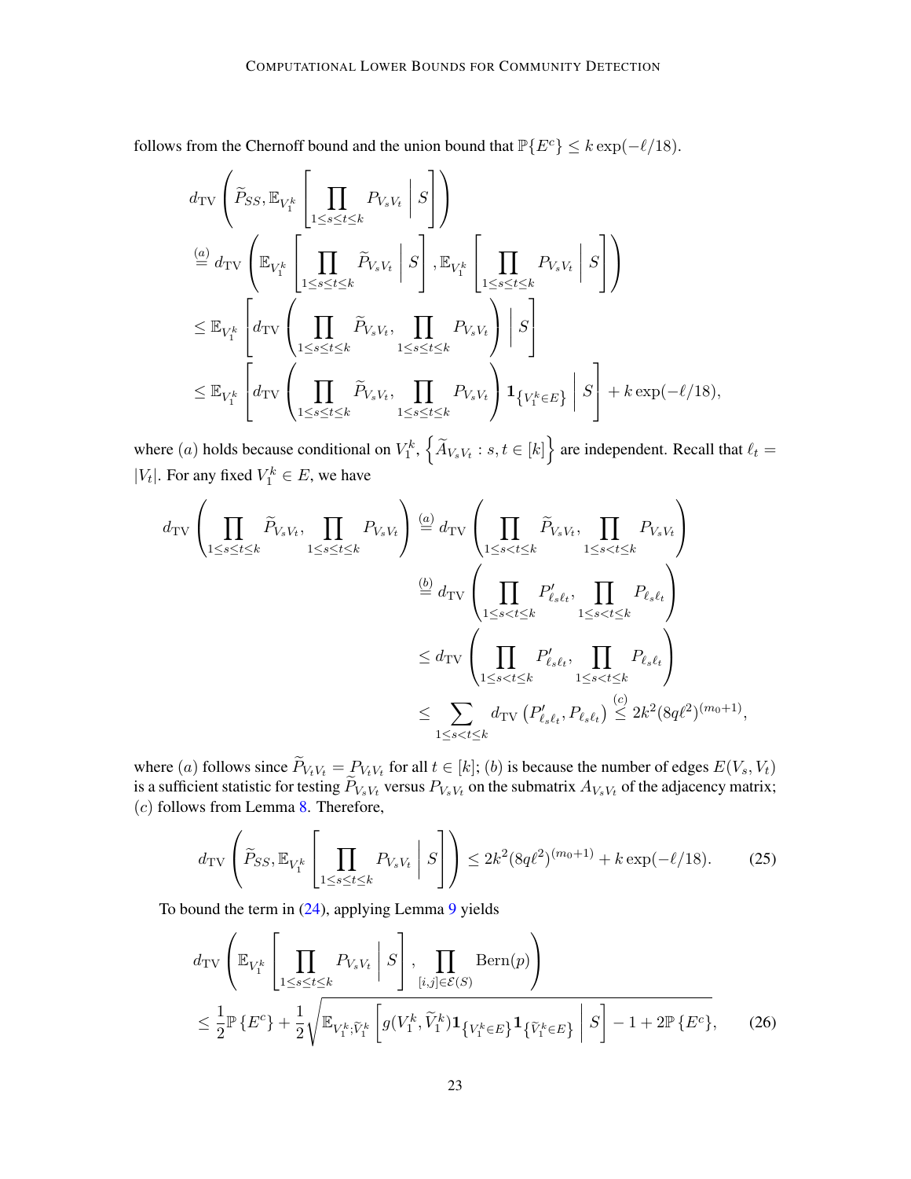follows from the Chernoff bound and the union bound that $\mathbb{P}\{E^c\} \le k \exp(-\ell/18)$.

$$
\begin{aligned}
& d_{\rm TV}\left(\widetilde{P}_{SS}, \mathbb{E}_{V_1^k}\left[\prod_{1\le s\le t\le k} P_{V_sV_t} \,\middle|\, S\right]\right) \\
& \overset{(a)}{=} d_{\rm TV}\left(\mathbb{E}_{V_1^k}\left[\prod_{1\le s\le t\le k} \widetilde{P}_{V_sV_t} \,\middle|\, S\right], \mathbb{E}_{V_1^k}\left[\prod_{1\le s\le t\le k} P_{V_sV_t} \,\middle|\, S\right]\right) \\
& \le \mathbb{E}_{V_1^k}\left[ d_{\rm TV}\left(\prod_{1\le s\le t\le k} \widetilde{P}_{V_sV_t}, \prod_{1\le s\le t\le k} P_{V_sV_t}\right) \,\middle|\, S\right] \\
& \le \mathbb{E}_{V_1^k}\left[ d_{\rm TV}\left(\prod_{1\le s\le t\le k} \widetilde{P}_{V_sV_t}, \prod_{1\le s\le t\le k} P_{V_sV_t}\right) \mathbf{1}_{\left\{V_1^k\in E\right\}} \,\middle|\, S\right] + k\exp(-\ell/18),
\end{aligned}
$$

where $(a)$ holds because conditional on $V_1^k$, $\left\{\widetilde{A}_{V_sV_t} : s,t\in[k]\right\}$ are independent. Recall that $\ell_t = |V_t|$. For any fixed $V_1^k \in E$, we have

$$
\begin{aligned}
d_{\rm TV}\left(\prod_{1\le s\le t\le k} \widetilde{P}_{V_sV_t}, \prod_{1\le s\le t\le k} P_{V_sV_t}\right) & \overset{(a)}{=} d_{\rm TV}\left(\prod_{1\le s< t\le k} \widetilde{P}_{V_sV_t}, \prod_{1\le s< t\le k} P_{V_sV_t}\right) \\
& \overset{(b)}{=} d_{\rm TV}\left(\prod_{1\le s< t\le k} P'_{\ell_s\ell_t}, \prod_{1\le s< t\le k} P_{\ell_s\ell_t}\right) \\
& \le d_{\rm TV}\left(\prod_{1\le s< t\le k} P'_{\ell_s\ell_t}, \prod_{1\le s< t\le k} P_{\ell_s\ell_t}\right) \\
& \le \sum_{1\le s<t\le k} d_{\rm TV}\left(P'_{\ell_s\ell_t}, P_{\ell_s\ell_t}\right) \overset{(c)}{\le} 2k^2(8q\ell^2)^{(m_0+1)},
\end{aligned}
$$

where $(a)$ follows since $\widetilde{P}_{V_tV_t} = P_{V_tV_t}$ for all $t\in[k]$; $(b)$ is because the number of edges $E(V_s,V_t)$ is a sufficient statistic for testing $\widetilde{P}_{V_sV_t}$ versus $P_{V_sV_t}$ on the submatrix $A_{V_sV_t}$ of the adjacency matrix; $(c)$ follows from Lemma 8. Therefore,

$$
d_{\rm TV}\left(\widetilde{P}_{SS}, \mathbb{E}_{V_1^k}\left[\prod_{1\le s\le t\le k} P_{V_sV_t} \,\middle|\, S\right]\right) \le 2k^2(8q\ell^2)^{(m_0+1)} + k\exp(-\ell/18). \tag{25}
$$

To bound the term in (24), applying Lemma 9 yields

$$
\begin{aligned}
& d_{\rm TV}\left(\mathbb{E}_{V_1^k}\left[\prod_{1\le s\le t\le k} P_{V_sV_t} \,\middle|\, S\right], \prod_{[i,j]\in\mathcal{E}(S)} {\rm Bern}(p)\right) \\
& \le \frac{1}{2}\mathbb{P}\left\{E^c\right\} + \frac{1}{2}\sqrt{\mathbb{E}_{V_1^k;\widetilde{V}_1^k}\left[g(V_1^k,\widetilde{V}_1^k)\mathbf{1}_{\left\{V_1^k\in E\right\}}\mathbf{1}_{\left\{\widetilde{V}_1^k\in E\right\}} \,\middle|\, S\right] - 1 + 2\mathbb{P}\left\{E^c\right\}},
\end{aligned} \tag{26}
$$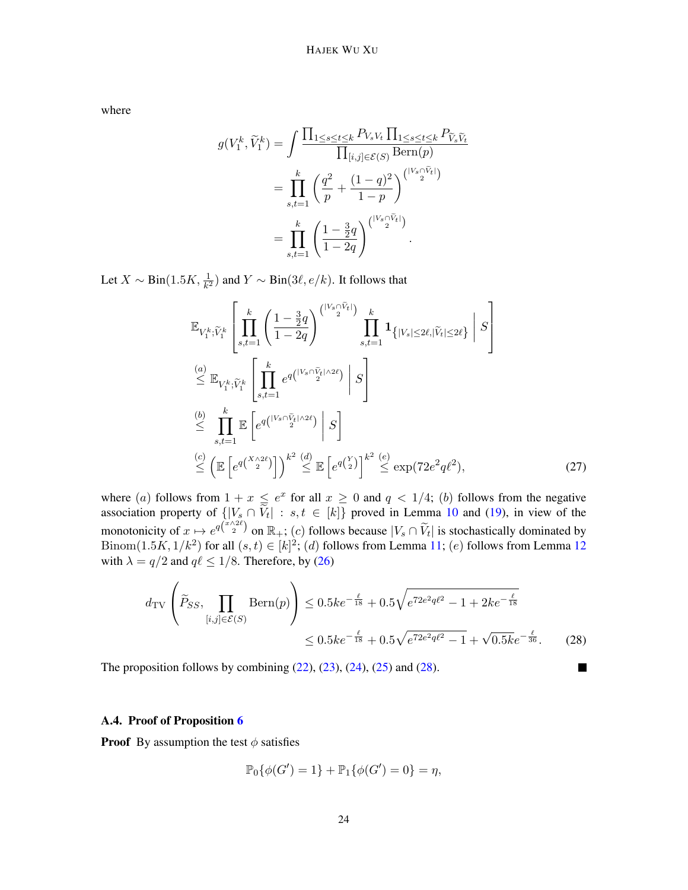where

$$
\begin{aligned}
g(V_1^k, \widetilde{V}_1^k) &= \int \frac{\prod_{1 \le s \le t \le k} P_{V_s V_t} \prod_{1 \le s \le t \le k} P_{\widetilde{V}_s \widetilde{V}_t}}{\prod_{[i,j] \in \mathcal{E}(S)} \mathrm{Bern}(p)} \\
&= \prod_{s,t=1}^{k} \left( \frac{q^2}{p} + \frac{(1-q)^2}{1-p} \right)^{\binom{|V_s \cap \widetilde{V}_t|}{2}} \\
&= \prod_{s,t=1}^{k} \left( \frac{1 - \frac{3}{2}q}{1-2q} \right)^{\binom{|V_s \cap \widetilde{V}_t|}{2}}.
\end{aligned}
$$

Let $X \sim \mathrm{Bin}(1.5K, \frac{1}{k^2})$ and $Y \sim \mathrm{Bin}(3\ell, e/k)$. It follows that

$$
\begin{aligned}
&\mathbb{E}_{V_1^k; \widetilde{V}_1^k} \left[ \prod_{s,t=1}^{k} \left( \frac{1 - \frac{3}{2}q}{1-2q} \right)^{\binom{|V_s \cap \widetilde{V}_t|}{2}} \prod_{s,t=1}^{k} \mathbf{1}_{\{|V_s| \le 2\ell, |\widetilde{V}_t| \le 2\ell\}} \,\middle|\, S \right] \\
&\overset{(a)}{\le} \mathbb{E}_{V_1^k; \widetilde{V}_1^k} \left[ \prod_{s,t=1}^{k} e^{q \binom{|V_s \cap \widetilde{V}_t| \wedge 2\ell}{2}} \,\middle|\, S \right] \\
&\overset{(b)}{\le} \prod_{s,t=1}^{k} \mathbb{E} \left[ e^{q \binom{|V_s \cap \widetilde{V}_t| \wedge 2\ell}{2}} \,\middle|\, S \right] \\
&\overset{(c)}{\le} \left( \mathbb{E} \left[ e^{q \binom{X \wedge 2\ell}{2}} \right] \right)^{k^2} \overset{(d)}{\le} \mathbb{E} \left[ e^{q \binom{Y}{2}} \right]^{k^2} \overset{(e)}{\le} \exp(72 e^2 q \ell^2),
\end{aligned} \tag{27}
$$

where $(a)$ follows from $1 + x \le e^x$ for all $x \ge 0$ and $q < 1/4$; $(b)$ follows from the negative association property of $\{|V_s \cap \widetilde{V}_t| : s, t \in [k]\}$ proved in Lemma 10 and (19), in view of the monotonicity of $x \mapsto e^{q \binom{x \wedge 2\ell}{2}}$ on $\mathbb{R}_+$; $(c)$ follows because $|V_s \cap \widetilde{V}_t|$ is stochastically dominated by $\mathrm{Binom}(1.5K, 1/k^2)$ for all $(s,t) \in [k]^2$; $(d)$ follows from Lemma 11; $(e)$ follows from Lemma 12 with $\lambda = q/2$ and $q\ell \le 1/8$. Therefore, by (26)

$$
\begin{aligned}
d_{\mathrm{TV}} \left( \widetilde{P}_{SS}, \prod_{[i,j] \in \mathcal{E}(S)} \mathrm{Bern}(p) \right) &\le 0.5 k e^{-\frac{\ell}{18}} + 0.5 \sqrt{e^{72 e^2 q \ell^2} - 1 + 2 k e^{-\frac{\ell}{18}}} \\
&\le 0.5 k e^{-\frac{\ell}{18}} + 0.5 \sqrt{e^{72 e^2 q \ell^2} - 1} + \sqrt{0.5 k} e^{-\frac{\ell}{36}}.
\end{aligned} \tag{28}
$$

The proposition follows by combining (22), (23), (24), (25) and (28). ∎

### A.4. Proof of Proposition 6

**Proof** By assumption the test $\phi$ satisfies

$$
\mathbb{P}_0\{\phi(G') = 1\} + \mathbb{P}_1\{\phi(G') = 0\} = \eta,
$$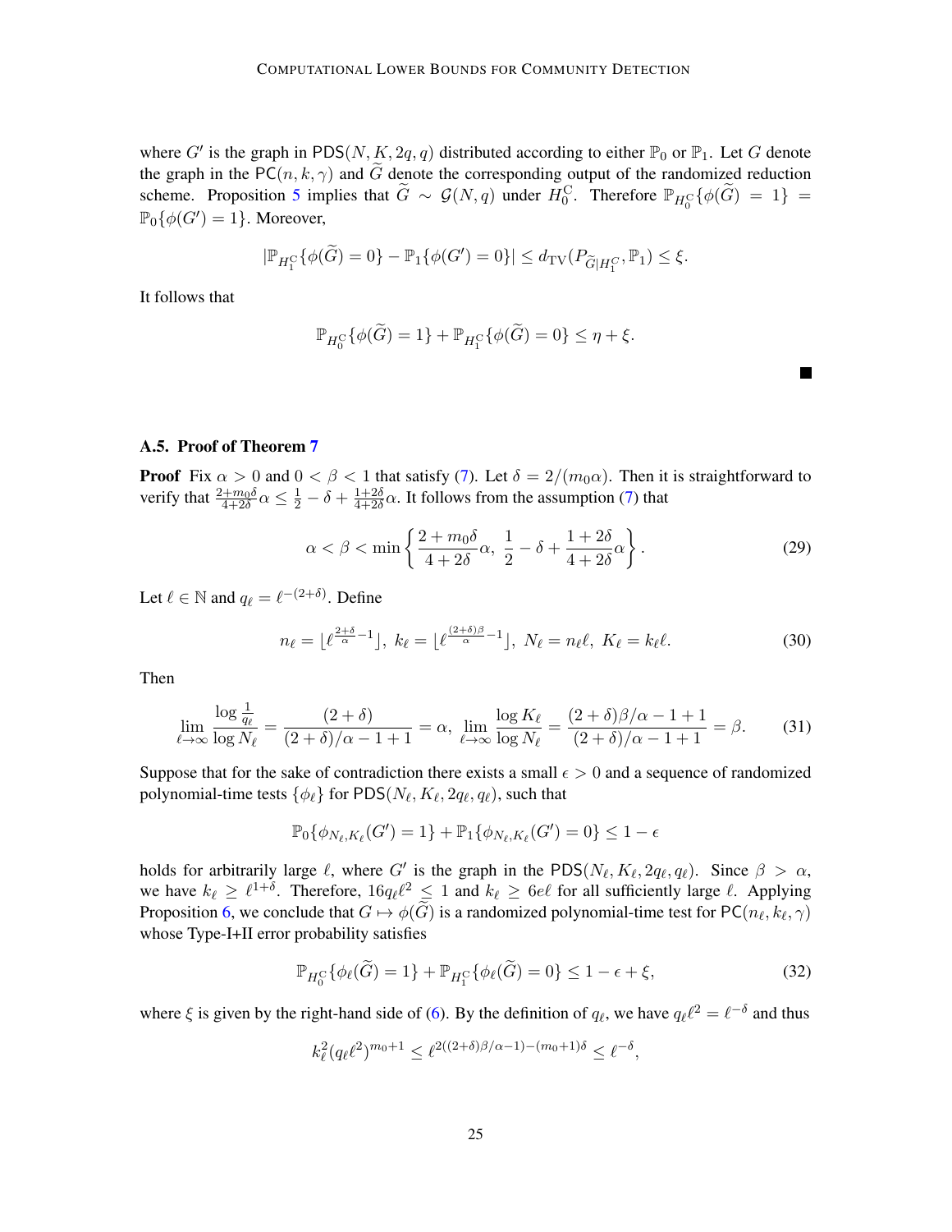where $G'$ is the graph in $\mathsf{PDS}(N, K, 2q, q)$ distributed according to either $\mathbb{P}_0$ or $\mathbb{P}_1$. Let $G$ denote the graph in the $\mathsf{PC}(n, k, \gamma)$ and $\widetilde{G}$ denote the corresponding output of the randomized reduction scheme. Proposition 5 implies that $\widetilde{G} \sim \mathcal{G}(N, q)$ under $H_0^{\mathrm{C}}$. Therefore $\mathbb{P}_{H_0^{\mathrm{C}}}\{\phi(\widetilde{G}) = 1\} = \mathbb{P}_0\{\phi(G') = 1\}$. Moreover,

$$|\mathbb{P}_{H_1^{\mathrm{C}}}\{\phi(\widetilde{G}) = 0\} - \mathbb{P}_1\{\phi(G') = 0\}| \le d_{\mathrm{TV}}(P_{\widetilde{G}|H_1^C}, \mathbb{P}_1) \le \xi.$$

It follows that

$$\mathbb{P}_{H_0^{\mathrm{C}}}\{\phi(\widetilde{G}) = 1\} + \mathbb{P}_{H_1^{\mathrm{C}}}\{\phi(\widetilde{G}) = 0\} \le \eta + \xi.$$

■

### A.5. Proof of Theorem 7

**Proof** Fix $\alpha > 0$ and $0 < \beta < 1$ that satisfy (7). Let $\delta = 2/(m_0\alpha)$. Then it is straightforward to verify that $\frac{2+m_0\delta}{4+2\delta}\alpha \le \frac{1}{2} - \delta + \frac{1+2\delta}{4+2\delta}\alpha$. It follows from the assumption (7) that

$$\alpha < \beta < \min\left\{\frac{2+m_0\delta}{4+2\delta}\alpha,\ \frac{1}{2} - \delta + \frac{1+2\delta}{4+2\delta}\alpha\right\}. \tag{29}$$

Let $\ell \in \mathbb{N}$ and $q_\ell = \ell^{-(2+\delta)}$. Define

$$n_\ell = \lfloor \ell^{\frac{2+\delta}{\alpha}-1} \rfloor,\ k_\ell = \lfloor \ell^{\frac{(2+\delta)\beta}{\alpha}-1} \rfloor,\ N_\ell = n_\ell \ell,\ K_\ell = k_\ell \ell. \tag{30}$$

Then

$$\lim_{\ell\to\infty} \frac{\log\frac{1}{q_\ell}}{\log N_\ell} = \frac{(2+\delta)}{(2+\delta)/\alpha - 1 + 1} = \alpha,\ \lim_{\ell\to\infty}\frac{\log K_\ell}{\log N_\ell} = \frac{(2+\delta)\beta/\alpha - 1 + 1}{(2+\delta)/\alpha - 1 + 1} = \beta. \tag{31}$$

Suppose that for the sake of contradiction there exists a small $\epsilon > 0$ and a sequence of randomized polynomial-time tests $\{\phi_\ell\}$ for $\mathsf{PDS}(N_\ell, K_\ell, 2q_\ell, q_\ell)$, such that

$$\mathbb{P}_0\{\phi_{N_\ell,K_\ell}(G') = 1\} + \mathbb{P}_1\{\phi_{N_\ell,K_\ell}(G') = 0\} \le 1 - \epsilon$$

holds for arbitrarily large $\ell$, where $G'$ is the graph in the $\mathsf{PDS}(N_\ell, K_\ell, 2q_\ell, q_\ell)$. Since $\beta > \alpha$, we have $k_\ell \ge \ell^{1+\delta}$. Therefore, $16q_\ell\ell^2 \le 1$ and $k_\ell \ge 6e\ell$ for all sufficiently large $\ell$. Applying Proposition 6, we conclude that $G \mapsto \phi(\widetilde{G})$ is a randomized polynomial-time test for $\mathsf{PC}(n_\ell, k_\ell, \gamma)$ whose Type-I+II error probability satisfies

$$\mathbb{P}_{H_0^{\mathrm{C}}}\{\phi_\ell(\widetilde{G}) = 1\} + \mathbb{P}_{H_1^{\mathrm{C}}}\{\phi_\ell(\widetilde{G}) = 0\} \le 1 - \epsilon + \xi, \tag{32}$$

where $\xi$ is given by the right-hand side of (6). By the definition of $q_\ell$, we have $q_\ell\ell^2 = \ell^{-\delta}$ and thus

$$k_\ell^2(q_\ell\ell^2)^{m_0+1} \le \ell^{2((2+\delta)\beta/\alpha - 1) - (m_0+1)\delta} \le \ell^{-\delta},$$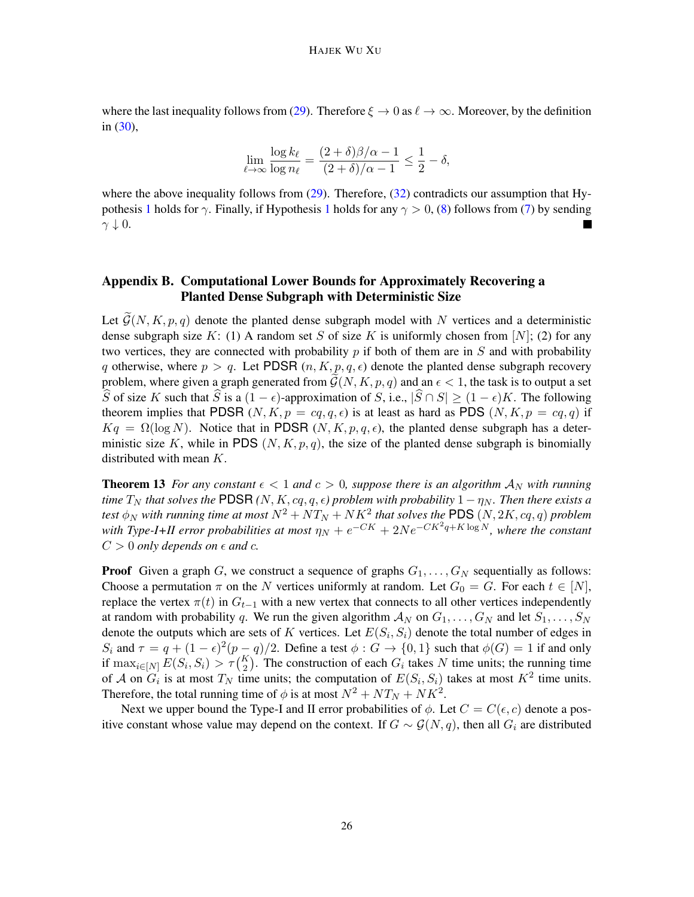where the last inequality follows from (29). Therefore $\xi \to 0$ as $\ell \to \infty$. Moreover, by the definition in (30),

$$\lim_{\ell \to \infty} \frac{\log k_\ell}{\log n_\ell} = \frac{(2+\delta)\beta/\alpha - 1}{(2+\delta)/\alpha - 1} \le \frac{1}{2} - \delta,$$

where the above inequality follows from (29). Therefore, (32) contradicts our assumption that Hypothesis 1 holds for $\gamma$. Finally, if Hypothesis 1 holds for any $\gamma > 0$, (8) follows from (7) by sending $\gamma \downarrow 0$. ■

## Appendix B. Computational Lower Bounds for Approximately Recovering a Planted Dense Subgraph with Deterministic Size

Let $\widetilde{\mathcal{G}}(N, K, p, q)$ denote the planted dense subgraph model with $N$ vertices and a deterministic dense subgraph size $K$: (1) A random set $S$ of size $K$ is uniformly chosen from $[N]$; (2) for any two vertices, they are connected with probability $p$ if both of them are in $S$ and with probability $q$ otherwise, where $p > q$. Let PDSR $(n, K, p, q, \epsilon)$ denote the planted dense subgraph recovery problem, where given a graph generated from $\widetilde{\mathcal{G}}(N, K, p, q)$ and an $\epsilon < 1$, the task is to output a set $\widehat{S}$ of size $K$ such that $\widehat{S}$ is a $(1-\epsilon)$-approximation of $S$, i.e., $|\widehat{S} \cap S| \ge (1-\epsilon)K$. The following theorem implies that PDSR $(N, K, p = cq, q, \epsilon)$ is at least as hard as PDS $(N, K, p = cq, q)$ if $Kq = \Omega(\log N)$. Notice that in PDSR $(N, K, p, q, \epsilon)$, the planted dense subgraph has a deterministic size $K$, while in PDS $(N, K, p, q)$, the size of the planted dense subgraph is binomially distributed with mean $K$.

**Theorem 13** *For any constant $\epsilon < 1$ and $c > 0$, suppose there is an algorithm $\mathcal{A}_N$ with running time $T_N$ that solves the* PDSR *$(N, K, cq, q, \epsilon)$ problem with probability $1 - \eta_N$. Then there exists a test $\phi_N$ with running time at most $N^2 + NT_N + NK^2$ that solves the* PDS *$(N, 2K, cq, q)$ problem with Type-I+II error probabilities at most $\eta_N + e^{-CK} + 2Ne^{-CK^2 q + K \log N}$, where the constant $C > 0$ only depends on $\epsilon$ and $c$.*

**Proof** Given a graph $G$, we construct a sequence of graphs $G_1, \ldots, G_N$ sequentially as follows: Choose a permutation $\pi$ on the $N$ vertices uniformly at random. Let $G_0 = G$. For each $t \in [N]$, replace the vertex $\pi(t)$ in $G_{t-1}$ with a new vertex that connects to all other vertices independently at random with probability $q$. We run the given algorithm $\mathcal{A}_N$ on $G_1, \ldots, G_N$ and let $S_1, \ldots, S_N$ denote the outputs which are sets of $K$ vertices. Let $E(S_i, S_i)$ denote the total number of edges in $S_i$ and $\tau = q + (1-\epsilon)^2(p-q)/2$. Define a test $\phi : G \to \{0, 1\}$ such that $\phi(G) = 1$ if and only if $\max_{i \in [N]} E(S_i, S_i) > \tau \binom{K}{2}$. The construction of each $G_i$ takes $N$ time units; the running time of $\mathcal{A}$ on $G_i$ is at most $T_N$ time units; the computation of $E(S_i, S_i)$ takes at most $K^2$ time units. Therefore, the total running time of $\phi$ is at most $N^2 + NT_N + NK^2$.

Next we upper bound the Type-I and II error probabilities of $\phi$. Let $C = C(\epsilon, c)$ denote a positive constant whose value may depend on the context. If $G \sim \mathcal{G}(N, q)$, then all $G_i$ are distributed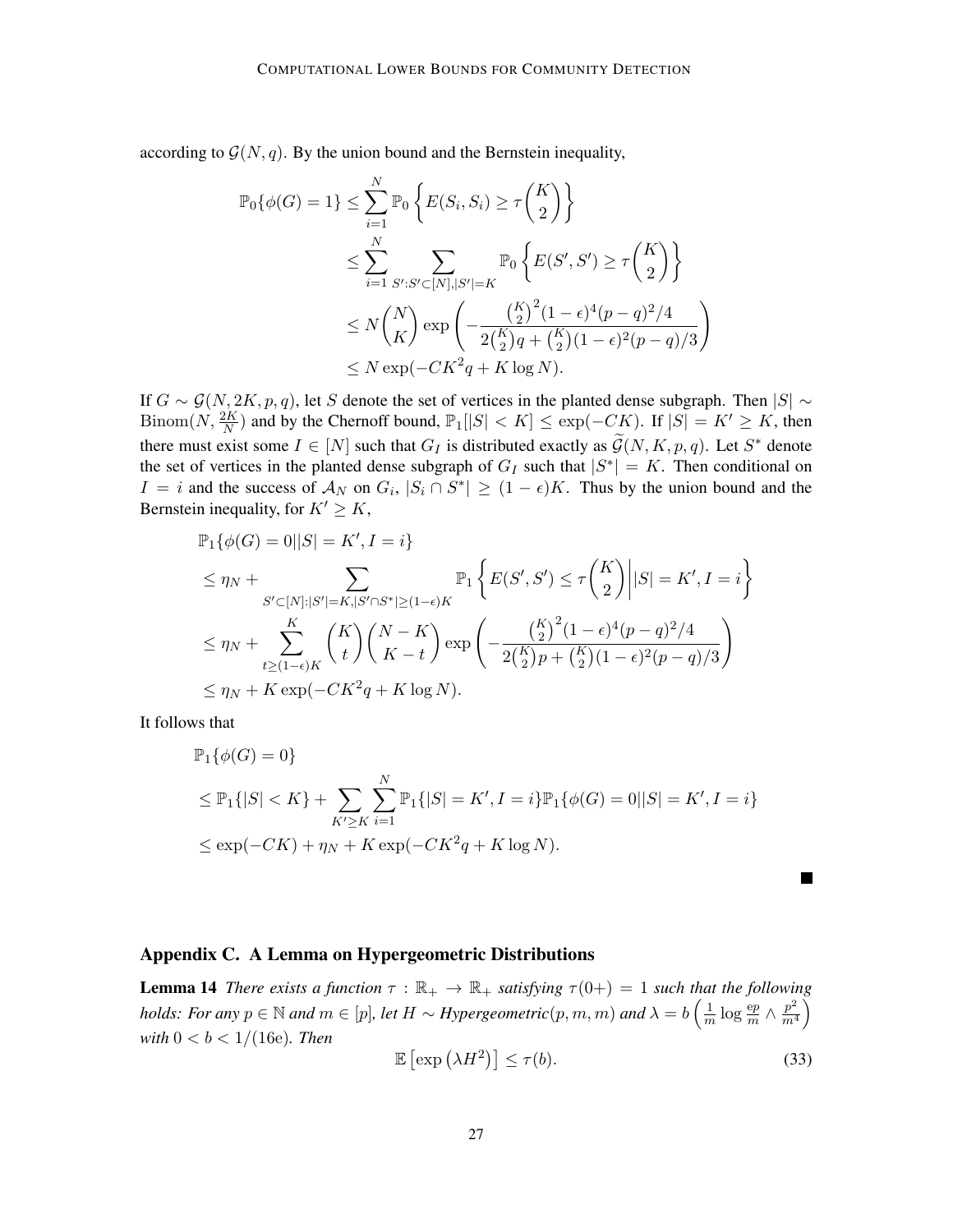according to $\mathcal{G}(N, q)$. By the union bound and the Bernstein inequality,

$$
\begin{aligned}
\mathbb{P}_0\{\phi(G) = 1\} &\le \sum_{i=1}^{N} \mathbb{P}_0\left\{ E(S_i, S_i) \ge \tau \binom{K}{2} \right\} \\
&\le \sum_{i=1}^{N} \sum_{S': S' \subset [N], |S'| = K} \mathbb{P}_0\left\{ E(S', S') \ge \tau \binom{K}{2} \right\} \\
&\le N \binom{N}{K} \exp\left( - \frac{\binom{K}{2}^2 (1-\epsilon)^4 (p-q)^2/4}{2\binom{K}{2} q + \binom{K}{2}(1-\epsilon)^2 (p-q)/3} \right) \\
&\le N \exp(-CK^2 q + K \log N).
\end{aligned}
$$

If $G \sim \mathcal{G}(N, 2K, p, q)$, let $S$ denote the set of vertices in the planted dense subgraph. Then $|S| \sim \mathrm{Binom}(N, \frac{2K}{N})$ and by the Chernoff bound, $\mathbb{P}_1[|S| < K] \le \exp(-CK)$. If $|S| = K' \ge K$, then there must exist some $I \in [N]$ such that $G_I$ is distributed exactly as $\widetilde{\mathcal{G}}(N, K, p, q)$. Let $S^*$ denote the set of vertices in the planted dense subgraph of $G_I$ such that $|S^*| = K$. Then conditional on $I = i$ and the success of $\mathcal{A}_N$ on $G_i$, $|S_i \cap S^*| \ge (1-\epsilon)K$. Thus by the union bound and the Bernstein inequality, for $K' \ge K$,

$$
\begin{aligned}
&\mathbb{P}_1\{\phi(G) = 0 | |S| = K', I = i\} \\
&\le \eta_N + \sum_{S' \subset [N]: |S'| = K, |S' \cap S^*| \ge (1-\epsilon)K} \mathbb{P}_1\left\{ E(S', S') \le \tau \binom{K}{2} \middle| |S| = K', I = i \right\} \\
&\le \eta_N + \sum_{t \ge (1-\epsilon)K}^{K} \binom{K}{t} \binom{N-K}{K-t} \exp\left( - \frac{\binom{K}{2}^2 (1-\epsilon)^4 (p-q)^2/4}{2\binom{K}{2} p + \binom{K}{2}(1-\epsilon)^2 (p-q)/3} \right) \\
&\le \eta_N + K \exp(-CK^2 q + K \log N).
\end{aligned}
$$

It follows that

$$
\begin{aligned}
&\mathbb{P}_1\{\phi(G) = 0\} \\
&\le \mathbb{P}_1\{|S| < K\} + \sum_{K' \ge K} \sum_{i=1}^{N} \mathbb{P}_1\{|S| = K', I = i\} \mathbb{P}_1\{\phi(G) = 0 | |S| = K', I = i\} \\
&\le \exp(-CK) + \eta_N + K \exp(-CK^2 q + K \log N).
\end{aligned}
$$

■

## Appendix C. A Lemma on Hypergeometric Distributions

**Lemma 14** *There exists a function $\tau : \mathbb{R}_+ \to \mathbb{R}_+$ satisfying $\tau(0+) = 1$ such that the following holds: For any $p \in \mathbb{N}$ and $m \in [p]$, let $H \sim$ Hypergeometric$(p, m, m)$ and $\lambda = b\left(\frac{1}{m} \log \frac{ep}{m} \wedge \frac{p^2}{m^4}\right)$ with $0 < b < 1/(16e)$. Then*

$$
\mathbb{E}\left[\exp\left(\lambda H^2\right)\right] \le \tau(b). \tag{33}
$$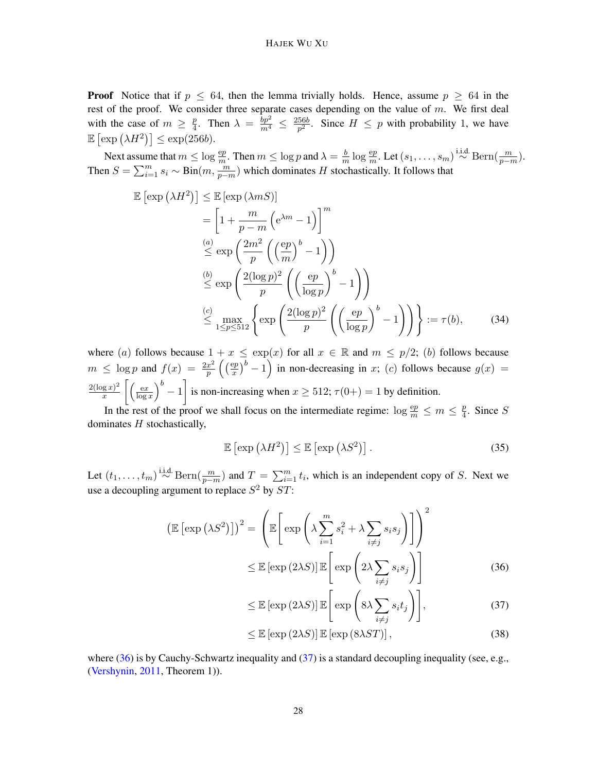**Proof** Notice that if $p \le 64$, then the lemma trivially holds. Hence, assume $p \ge 64$ in the rest of the proof. We consider three separate cases depending on the value of $m$. We first deal with the case of $m \ge \frac{p}{4}$. Then $\lambda = \frac{bp^2}{m^4} \le \frac{256b}{p^2}$. Since $H \le p$ with probability 1, we have $\mathbb{E}\left[\exp\left(\lambda H^2\right)\right] \le \exp(256b)$.

Next assume that $m \le \log \frac{\mathrm{e}p}{m}$. Then $m \le \log p$ and $\lambda = \frac{b}{m} \log \frac{\mathrm{e}p}{m}$. Let $(s_1, \ldots, s_m) \overset{\text{i.i.d.}}{\sim} \mathrm{Bern}(\frac{m}{p-m})$. Then $S = \sum_{i=1}^m s_i \sim \mathrm{Bin}(m, \frac{m}{p-m})$ which dominates $H$ stochastically. It follows that

$$
\begin{aligned}
\mathbb{E}\left[\exp\left(\lambda H^2\right)\right] &\le \mathbb{E}\left[\exp\left(\lambda m S\right)\right] \\
&= \left[1 + \frac{m}{p-m}\left(\mathrm{e}^{\lambda m} - 1\right)\right]^m \\
&\overset{(a)}{\le} \exp\left(\frac{2m^2}{p}\left(\left(\frac{\mathrm{e}p}{m}\right)^b - 1\right)\right) \\
&\overset{(b)}{\le} \exp\left(\frac{2(\log p)^2}{p}\left(\left(\frac{\mathrm{e}p}{\log p}\right)^b - 1\right)\right) \\
&\overset{(c)}{\le} \max_{1 \le p \le 512}\left\{\exp\left(\frac{2(\log p)^2}{p}\left(\left(\frac{\mathrm{e}p}{\log p}\right)^b - 1\right)\right)\right\} := \tau(b),
\end{aligned} \tag{34}
$$

where $(a)$ follows because $1 + x \le \exp(x)$ for all $x \in \mathbb{R}$ and $m \le p/2$; $(b)$ follows because $m \le \log p$ and $f(x) = \frac{2x^2}{p}\left(\left(\frac{\mathrm{e}p}{x}\right)^b - 1\right)$ in non-decreasing in $x$; $(c)$ follows because $g(x) = \frac{2(\log x)^2}{x}\left[\left(\frac{\mathrm{e}x}{\log x}\right)^b - 1\right]$ is non-increasing when $x \ge 512$; $\tau(0+) = 1$ by definition.

In the rest of the proof we shall focus on the intermediate regime: $\log \frac{\mathrm{e}p}{m} \le m \le \frac{p}{4}$. Since $S$ dominates $H$ stochastically,

$$
\mathbb{E}\left[\exp\left(\lambda H^2\right)\right] \le \mathbb{E}\left[\exp\left(\lambda S^2\right)\right]. \tag{35}
$$

Let $(t_1, \ldots, t_m) \overset{\text{i.i.d.}}{\sim} \mathrm{Bern}(\frac{m}{p-m})$ and $T = \sum_{i=1}^m t_i$, which is an independent copy of $S$. Next we use a decoupling argument to replace $S^2$ by $ST$:

$$
\begin{aligned}
\left(\mathbb{E}\left[\exp\left(\lambda S^2\right)\right]\right)^2 &= \left(\mathbb{E}\left[\exp\left(\lambda \sum_{i=1}^m s_i^2 + \lambda \sum_{i \ne j} s_i s_j\right)\right]\right)^2 \\
&\le \mathbb{E}\left[\exp\left(2\lambda S\right)\right] \mathbb{E}\left[\exp\left(2\lambda \sum_{i \ne j} s_i s_j\right)\right] &(36) \\
&\le \mathbb{E}\left[\exp\left(2\lambda S\right)\right] \mathbb{E}\left[\exp\left(8\lambda \sum_{i \ne j} s_i t_j\right)\right], &(37) \\
&\le \mathbb{E}\left[\exp\left(2\lambda S\right)\right] \mathbb{E}\left[\exp\left(8\lambda ST\right)\right], &(38)
\end{aligned}
$$

where (36) is by Cauchy-Schwartz inequality and (37) is a standard decoupling inequality (see, e.g., (Vershynin, 2011, Theorem 1)).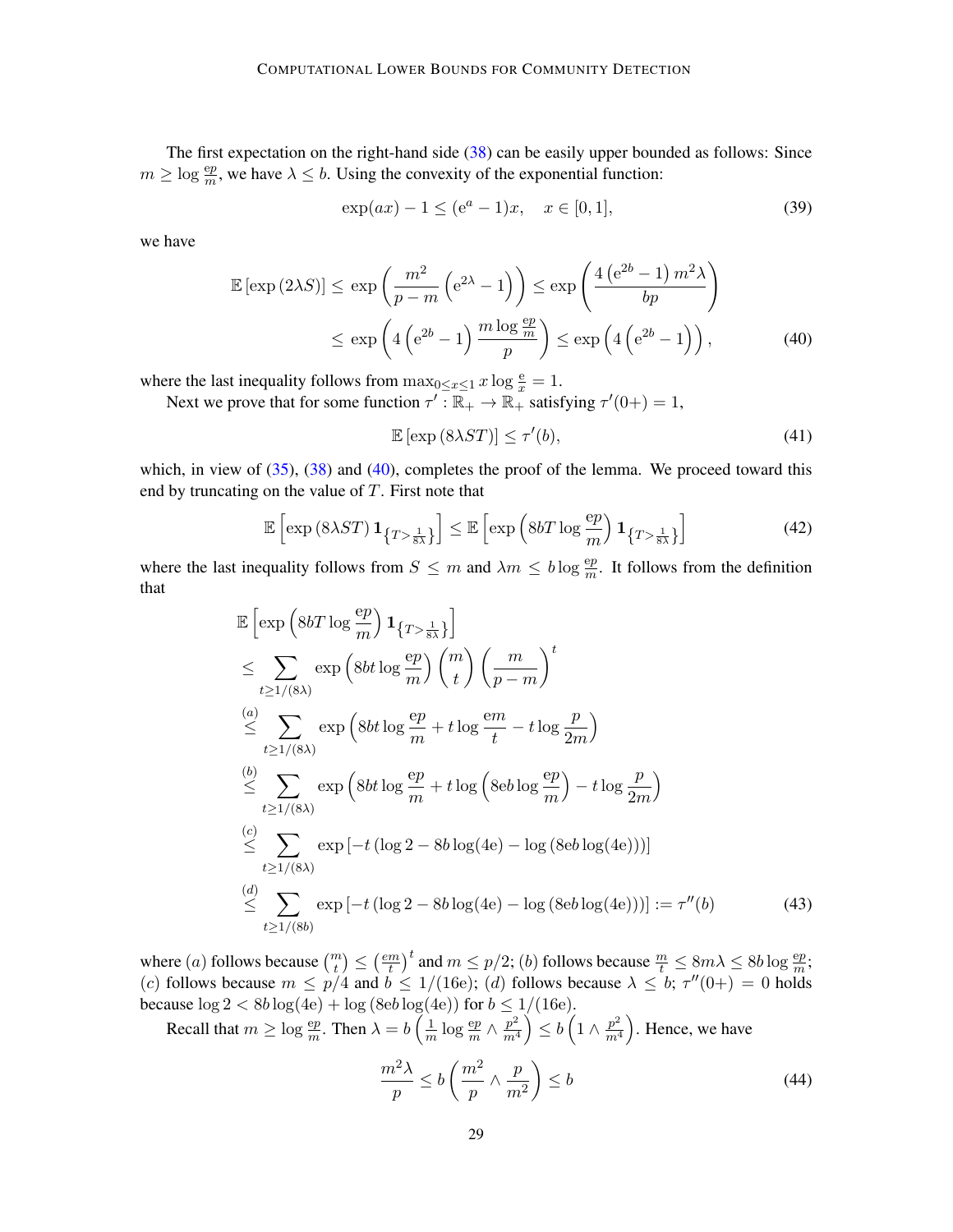The first expectation on the right-hand side (38) can be easily upper bounded as follows: Since $m \geq \log \frac{\mathrm{e}p}{m}$, we have $\lambda \leq b$. Using the convexity of the exponential function:

$$\exp(ax) - 1 \leq (\mathrm{e}^a - 1)x, \quad x \in [0,1], \tag{39}$$

we have

$$\begin{aligned}
\mathbb{E}\left[\exp\left(2\lambda S\right)\right] &\leq \exp\left(\frac{m^2}{p-m}\left(\mathrm{e}^{2\lambda}-1\right)\right) \leq \exp\left(\frac{4\left(\mathrm{e}^{2b}-1\right)m^2\lambda}{bp}\right) \\
&\leq \exp\left(4\left(\mathrm{e}^{2b}-1\right)\frac{m\log\frac{\mathrm{e}p}{m}}{p}\right) \leq \exp\left(4\left(\mathrm{e}^{2b}-1\right)\right),
\end{aligned} \tag{40}$$

where the last inequality follows from $\max_{0 \leq x \leq 1} x \log \frac{\mathrm{e}}{x} = 1$.

Next we prove that for some function $\tau' : \mathbb{R}_+ \to \mathbb{R}_+$ satisfying $\tau'(0+) = 1$,

$$\mathbb{E}\left[\exp\left(8\lambda ST\right)\right] \leq \tau'(b), \tag{41}$$

which, in view of (35), (38) and (40), completes the proof of the lemma. We proceed toward this end by truncating on the value of $T$. First note that

$$\mathbb{E}\left[\exp\left(8\lambda ST\right)\mathbf{1}_{\left\{T > \frac{1}{8\lambda}\right\}}\right] \leq \mathbb{E}\left[\exp\left(8bT\log\frac{\mathrm{e}p}{m}\right)\mathbf{1}_{\left\{T > \frac{1}{8\lambda}\right\}}\right] \tag{42}$$

where the last inequality follows from $S \leq m$ and $\lambda m \leq b \log \frac{\mathrm{e}p}{m}$. It follows from the definition that

$$\begin{aligned}
&\mathbb{E}\left[\exp\left(8bT\log\frac{\mathrm{e}p}{m}\right)\mathbf{1}_{\left\{T > \frac{1}{8\lambda}\right\}}\right] \\
&\leq \sum_{t \geq 1/(8\lambda)} \exp\left(8bt\log\frac{\mathrm{e}p}{m}\right)\binom{m}{t}\left(\frac{m}{p-m}\right)^t \\
&\overset{(a)}{\leq} \sum_{t \geq 1/(8\lambda)} \exp\left(8bt\log\frac{\mathrm{e}p}{m} + t\log\frac{\mathrm{e}m}{t} - t\log\frac{p}{2m}\right) \\
&\overset{(b)}{\leq} \sum_{t \geq 1/(8\lambda)} \exp\left(8bt\log\frac{\mathrm{e}p}{m} + t\log\left(8\mathrm{e}b\log\frac{\mathrm{e}p}{m}\right) - t\log\frac{p}{2m}\right) \\
&\overset{(c)}{\leq} \sum_{t \geq 1/(8\lambda)} \exp\left[-t\left(\log 2 - 8b\log(4\mathrm{e}) - \log\left(8\mathrm{e}b\log(4\mathrm{e})\right)\right)\right] \\
&\overset{(d)}{\leq} \sum_{t \geq 1/(8b)} \exp\left[-t\left(\log 2 - 8b\log(4\mathrm{e}) - \log\left(8\mathrm{e}b\log(4\mathrm{e})\right)\right)\right] := \tau''(b)
\end{aligned} \tag{43}$$

where $(a)$ follows because $\binom{m}{t} \leq \left(\frac{em}{t}\right)^t$ and $m \leq p/2$; $(b)$ follows because $\frac{m}{t} \leq 8m\lambda \leq 8b\log\frac{\mathrm{e}p}{m}$; $(c)$ follows because $m \leq p/4$ and $b \leq 1/(16\mathrm{e})$; $(d)$ follows because $\lambda \leq b$; $\tau''(0+) = 0$ holds because $\log 2 < 8b\log(4\mathrm{e}) + \log\left(8\mathrm{e}b\log(4\mathrm{e})\right)$ for $b \leq 1/(16\mathrm{e})$.

Recall that $m \geq \log \frac{\mathrm{e}p}{m}$. Then $\lambda = b\left(\frac{1}{m}\log\frac{\mathrm{e}p}{m} \wedge \frac{p^2}{m^4}\right) \leq b\left(1 \wedge \frac{p^2}{m^4}\right)$. Hence, we have

$$\frac{m^2\lambda}{p} \leq b\left(\frac{m^2}{p} \wedge \frac{p}{m^2}\right) \leq b \tag{44}$$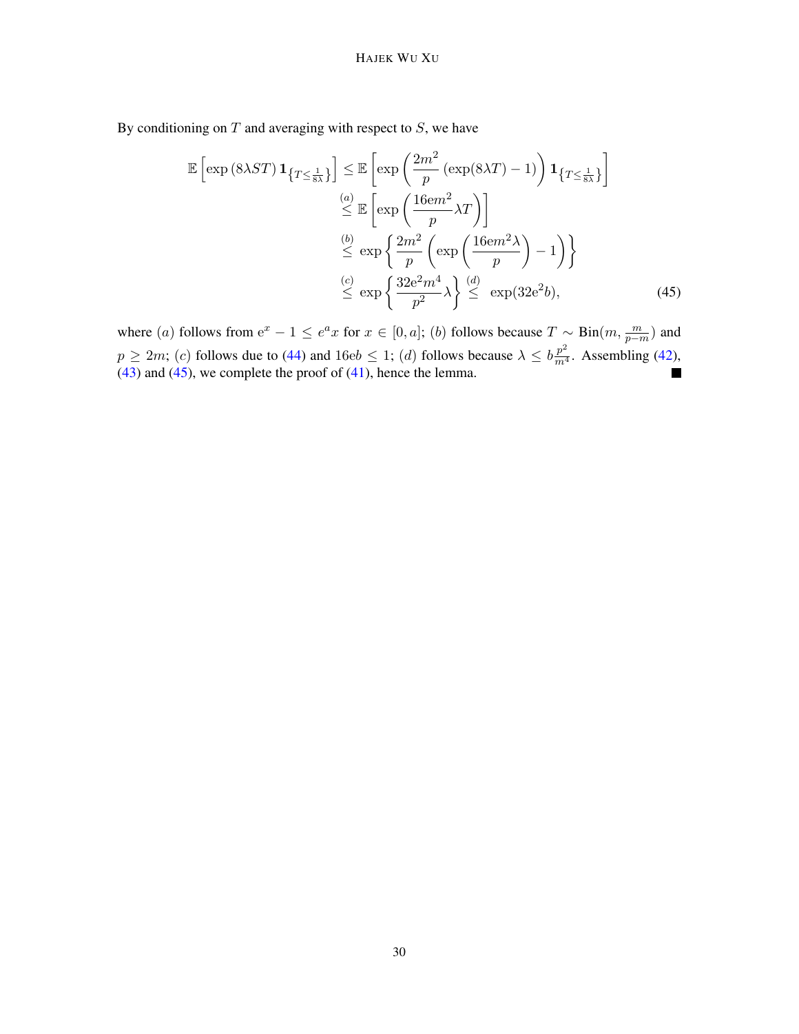By conditioning on $T$ and averaging with respect to $S$, we have

$$
\begin{aligned}
\mathbb{E}\left[\exp\left(8\lambda ST\right)\mathbf{1}_{\left\{T\le\frac{1}{8\lambda}\right\}}\right] &\le \mathbb{E}\left[\exp\left(\frac{2m^2}{p}\left(\exp(8\lambda T)-1\right)\right)\mathbf{1}_{\left\{T\le\frac{1}{8\lambda}\right\}}\right] \\
&\overset{(a)}{\le} \mathbb{E}\left[\exp\left(\frac{16\mathrm{e}m^2}{p}\lambda T\right)\right] \\
&\overset{(b)}{\le} \exp\left\{\frac{2m^2}{p}\left(\exp\left(\frac{16\mathrm{e}m^2\lambda}{p}\right)-1\right)\right\} \\
&\overset{(c)}{\le} \exp\left\{\frac{32\mathrm{e}^2m^4}{p^2}\lambda\right\} \overset{(d)}{\le} \exp(32\mathrm{e}^2 b), \qquad (45)
\end{aligned}
$$

where $(a)$ follows from $\mathrm{e}^x - 1 \le e^a x$ for $x \in [0,a]$; $(b)$ follows because $T \sim \text{Bin}(m, \frac{m}{p-m})$ and $p \ge 2m$; $(c)$ follows due to (44) and $16\mathrm{e}b \le 1$; $(d)$ follows because $\lambda \le b\frac{p^2}{m^4}$. Assembling (42), (43) and (45), we complete the proof of (41), hence the lemma. ■